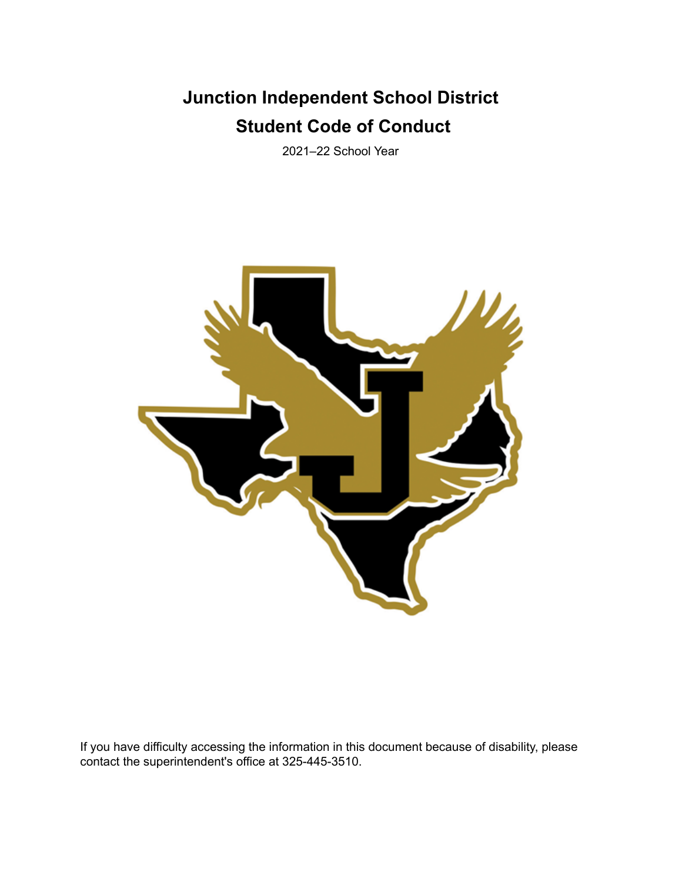# Junction Independent School District

# Student Code of Conduct

2021–22 School Year

If you have difficulty accessing the information in this document because of disability, please contact the superintendent's office at 325-445-3510.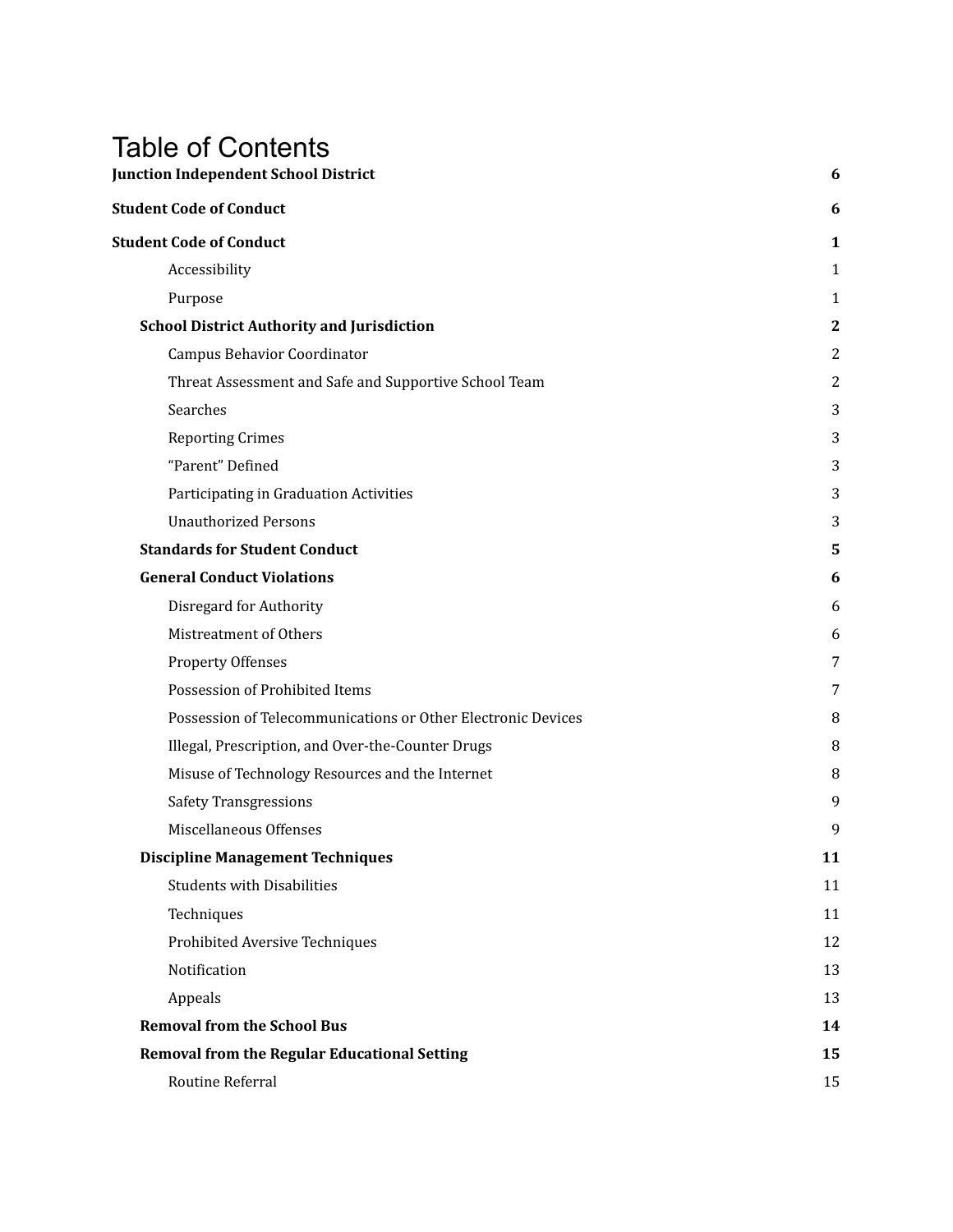# Table of Contents

| | |
|---|---|
| **Junction Independent School District** | **6** |
| **Student Code of Conduct** | **6** |
| **Student Code of Conduct** | **1** |
| Accessibility | 1 |
| Purpose | 1 |
| **School District Authority and Jurisdiction** | **2** |
| Campus Behavior Coordinator | 2 |
| Threat Assessment and Safe and Supportive School Team | 2 |
| Searches | 3 |
| Reporting Crimes | 3 |
| "Parent" Defined | 3 |
| Participating in Graduation Activities | 3 |
| Unauthorized Persons | 3 |
| **Standards for Student Conduct** | **5** |
| **General Conduct Violations** | **6** |
| Disregard for Authority | 6 |
| Mistreatment of Others | 6 |
| Property Offenses | 7 |
| Possession of Prohibited Items | 7 |
| Possession of Telecommunications or Other Electronic Devices | 8 |
| Illegal, Prescription, and Over-the-Counter Drugs | 8 |
| Misuse of Technology Resources and the Internet | 8 |
| Safety Transgressions | 9 |
| Miscellaneous Offenses | 9 |
| **Discipline Management Techniques** | **11** |
| Students with Disabilities | 11 |
| Techniques | 11 |
| Prohibited Aversive Techniques | 12 |
| Notification | 13 |
| Appeals | 13 |
| **Removal from the School Bus** | **14** |
| **Removal from the Regular Educational Setting** | **15** |
| Routine Referral | 15 |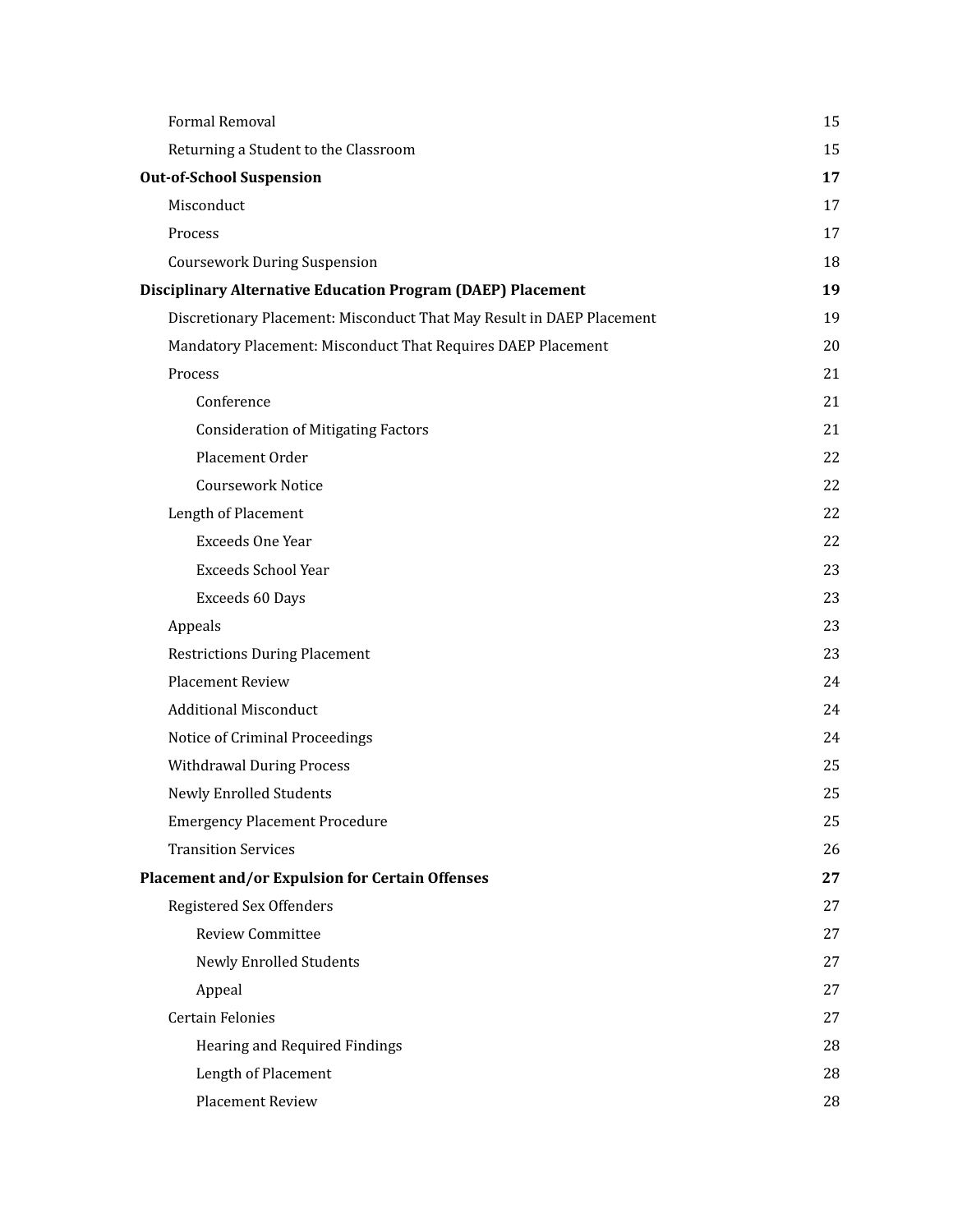| | |
|---|---|
| Formal Removal | 15 |
| Returning a Student to the Classroom | 15 |
| **Out-of-School Suspension** | **17** |
| Misconduct | 17 |
| Process | 17 |
| Coursework During Suspension | 18 |
| **Disciplinary Alternative Education Program (DAEP) Placement** | **19** |
| Discretionary Placement: Misconduct That May Result in DAEP Placement | 19 |
| Mandatory Placement: Misconduct That Requires DAEP Placement | 20 |
| Process | 21 |
| Conference | 21 |
| Consideration of Mitigating Factors | 21 |
| Placement Order | 22 |
| Coursework Notice | 22 |
| Length of Placement | 22 |
| Exceeds One Year | 22 |
| Exceeds School Year | 23 |
| Exceeds 60 Days | 23 |
| Appeals | 23 |
| Restrictions During Placement | 23 |
| Placement Review | 24 |
| Additional Misconduct | 24 |
| Notice of Criminal Proceedings | 24 |
| Withdrawal During Process | 25 |
| Newly Enrolled Students | 25 |
| Emergency Placement Procedure | 25 |
| Transition Services | 26 |
| **Placement and/or Expulsion for Certain Offenses** | **27** |
| Registered Sex Offenders | 27 |
| Review Committee | 27 |
| Newly Enrolled Students | 27 |
| Appeal | 27 |
| Certain Felonies | 27 |
| Hearing and Required Findings | 28 |
| Length of Placement | 28 |
| Placement Review | 28 |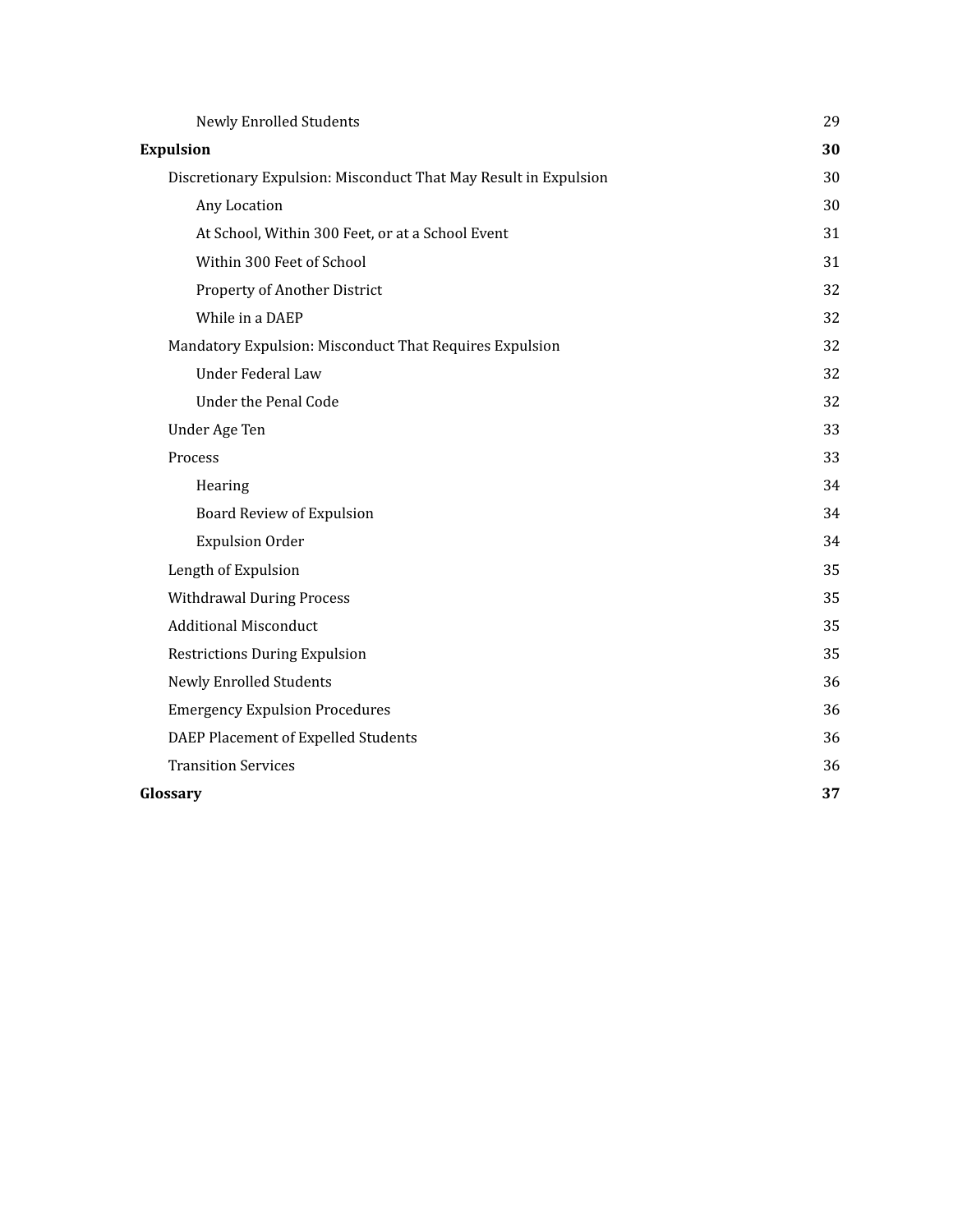| | |
|---|---|
| Newly Enrolled Students | 29 |
| **Expulsion** | **30** |
| Discretionary Expulsion: Misconduct That May Result in Expulsion | 30 |
| Any Location | 30 |
| At School, Within 300 Feet, or at a School Event | 31 |
| Within 300 Feet of School | 31 |
| Property of Another District | 32 |
| While in a DAEP | 32 |
| Mandatory Expulsion: Misconduct That Requires Expulsion | 32 |
| Under Federal Law | 32 |
| Under the Penal Code | 32 |
| Under Age Ten | 33 |
| Process | 33 |
| Hearing | 34 |
| Board Review of Expulsion | 34 |
| Expulsion Order | 34 |
| Length of Expulsion | 35 |
| Withdrawal During Process | 35 |
| Additional Misconduct | 35 |
| Restrictions During Expulsion | 35 |
| Newly Enrolled Students | 36 |
| Emergency Expulsion Procedures | 36 |
| DAEP Placement of Expelled Students | 36 |
| Transition Services | 36 |
| **Glossary** | **37** |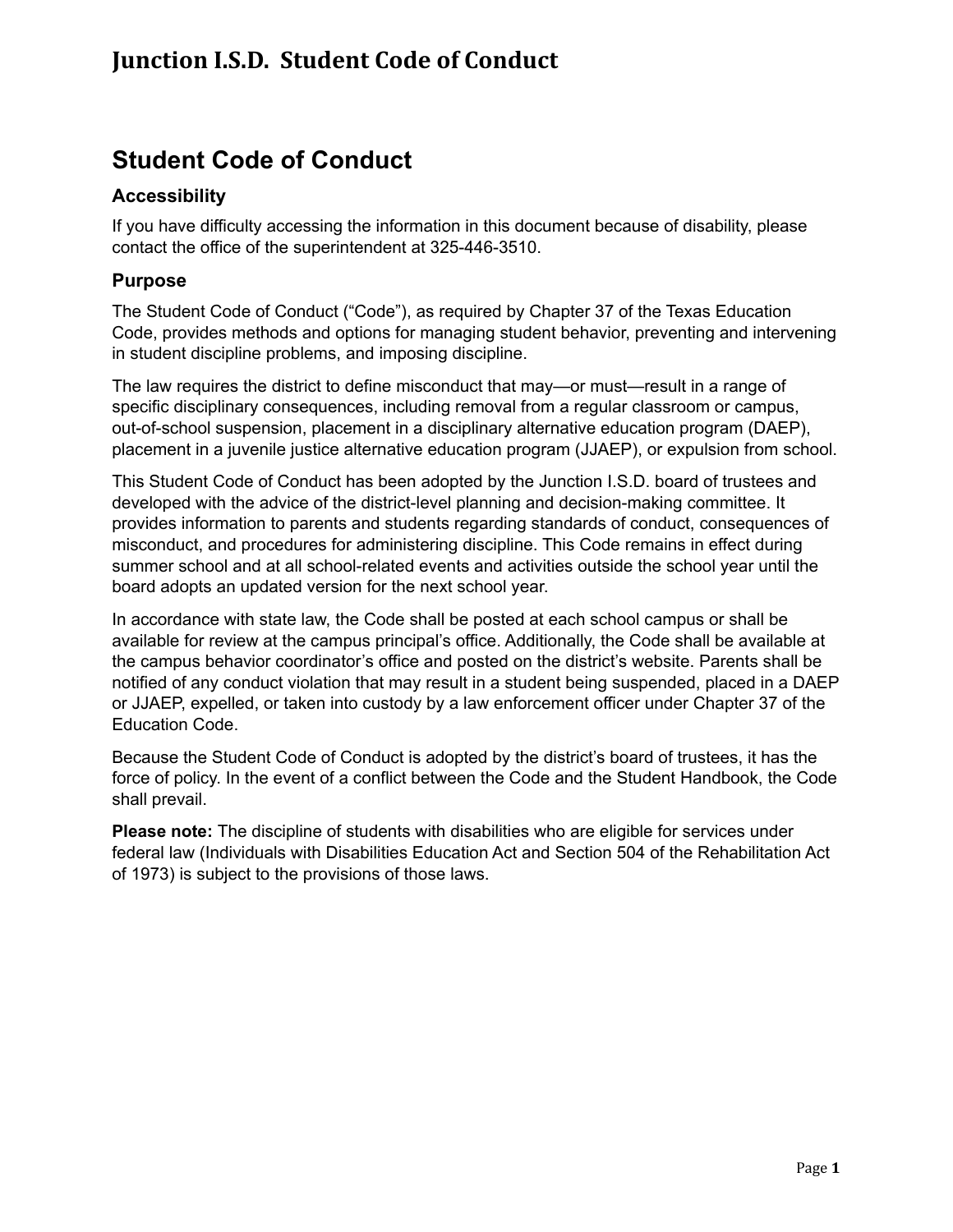# Student Code of Conduct

## Accessibility

If you have difficulty accessing the information in this document because of disability, please contact the office of the superintendent at 325-446-3510.

## Purpose

The Student Code of Conduct ("Code"), as required by Chapter 37 of the Texas Education Code, provides methods and options for managing student behavior, preventing and intervening in student discipline problems, and imposing discipline.

The law requires the district to define misconduct that may—or must—result in a range of specific disciplinary consequences, including removal from a regular classroom or campus, out-of-school suspension, placement in a disciplinary alternative education program (DAEP), placement in a juvenile justice alternative education program (JJAEP), or expulsion from school.

This Student Code of Conduct has been adopted by the Junction I.S.D. board of trustees and developed with the advice of the district-level planning and decision-making committee. It provides information to parents and students regarding standards of conduct, consequences of misconduct, and procedures for administering discipline. This Code remains in effect during summer school and at all school-related events and activities outside the school year until the board adopts an updated version for the next school year.

In accordance with state law, the Code shall be posted at each school campus or shall be available for review at the campus principal's office. Additionally, the Code shall be available at the campus behavior coordinator's office and posted on the district's website. Parents shall be notified of any conduct violation that may result in a student being suspended, placed in a DAEP or JJAEP, expelled, or taken into custody by a law enforcement officer under Chapter 37 of the Education Code.

Because the Student Code of Conduct is adopted by the district's board of trustees, it has the force of policy. In the event of a conflict between the Code and the Student Handbook, the Code shall prevail.

**Please note:** The discipline of students with disabilities who are eligible for services under federal law (Individuals with Disabilities Education Act and Section 504 of the Rehabilitation Act of 1973) is subject to the provisions of those laws.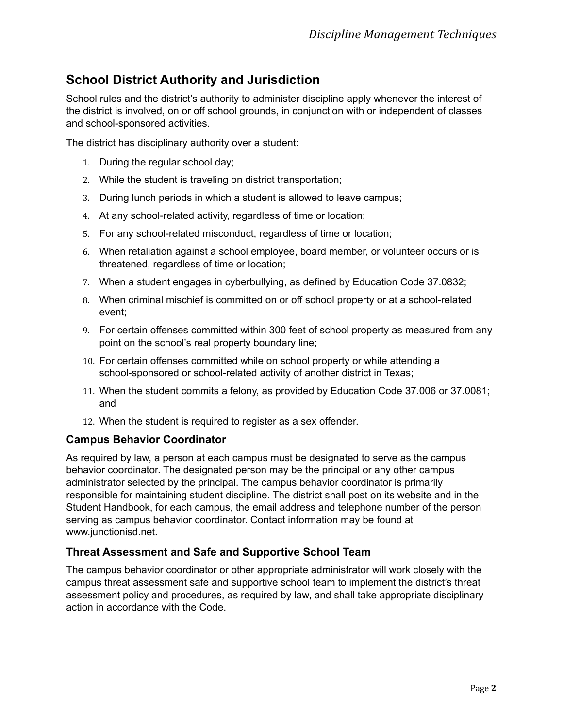## School District Authority and Jurisdiction

School rules and the district's authority to administer discipline apply whenever the interest of the district is involved, on or off school grounds, in conjunction with or independent of classes and school-sponsored activities.

The district has disciplinary authority over a student:

1. During the regular school day;
2. While the student is traveling on district transportation;
3. During lunch periods in which a student is allowed to leave campus;
4. At any school-related activity, regardless of time or location;
5. For any school-related misconduct, regardless of time or location;
6. When retaliation against a school employee, board member, or volunteer occurs or is threatened, regardless of time or location;
7. When a student engages in cyberbullying, as defined by Education Code 37.0832;
8. When criminal mischief is committed on or off school property or at a school-related event;
9. For certain offenses committed within 300 feet of school property as measured from any point on the school's real property boundary line;
10. For certain offenses committed while on school property or while attending a school-sponsored or school-related activity of another district in Texas;
11. When the student commits a felony, as provided by Education Code 37.006 or 37.0081; and
12. When the student is required to register as a sex offender.

### Campus Behavior Coordinator

As required by law, a person at each campus must be designated to serve as the campus behavior coordinator. The designated person may be the principal or any other campus administrator selected by the principal. The campus behavior coordinator is primarily responsible for maintaining student discipline. The district shall post on its website and in the Student Handbook, for each campus, the email address and telephone number of the person serving as campus behavior coordinator. Contact information may be found at www.junctionisd.net.

### Threat Assessment and Safe and Supportive School Team

The campus behavior coordinator or other appropriate administrator will work closely with the campus threat assessment safe and supportive school team to implement the district's threat assessment policy and procedures, as required by law, and shall take appropriate disciplinary action in accordance with the Code.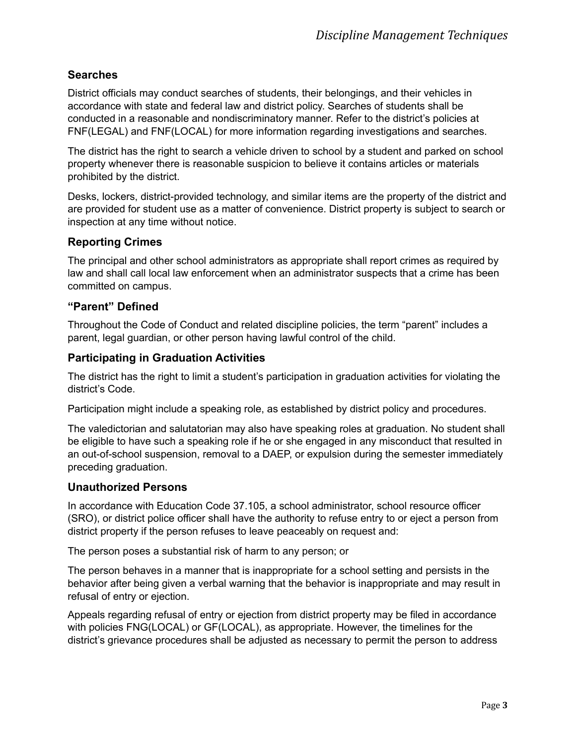## Searches

District officials may conduct searches of students, their belongings, and their vehicles in accordance with state and federal law and district policy. Searches of students shall be conducted in a reasonable and nondiscriminatory manner. Refer to the district's policies at FNF(LEGAL) and FNF(LOCAL) for more information regarding investigations and searches.

The district has the right to search a vehicle driven to school by a student and parked on school property whenever there is reasonable suspicion to believe it contains articles or materials prohibited by the district.

Desks, lockers, district-provided technology, and similar items are the property of the district and are provided for student use as a matter of convenience. District property is subject to search or inspection at any time without notice.

## Reporting Crimes

The principal and other school administrators as appropriate shall report crimes as required by law and shall call local law enforcement when an administrator suspects that a crime has been committed on campus.

## "Parent" Defined

Throughout the Code of Conduct and related discipline policies, the term "parent" includes a parent, legal guardian, or other person having lawful control of the child.

## Participating in Graduation Activities

The district has the right to limit a student's participation in graduation activities for violating the district's Code.

Participation might include a speaking role, as established by district policy and procedures.

The valedictorian and salutatorian may also have speaking roles at graduation. No student shall be eligible to have such a speaking role if he or she engaged in any misconduct that resulted in an out-of-school suspension, removal to a DAEP, or expulsion during the semester immediately preceding graduation.

## Unauthorized Persons

In accordance with Education Code 37.105, a school administrator, school resource officer (SRO), or district police officer shall have the authority to refuse entry to or eject a person from district property if the person refuses to leave peaceably on request and:

The person poses a substantial risk of harm to any person; or

The person behaves in a manner that is inappropriate for a school setting and persists in the behavior after being given a verbal warning that the behavior is inappropriate and may result in refusal of entry or ejection.

Appeals regarding refusal of entry or ejection from district property may be filed in accordance with policies FNG(LOCAL) or GF(LOCAL), as appropriate. However, the timelines for the district's grievance procedures shall be adjusted as necessary to permit the person to address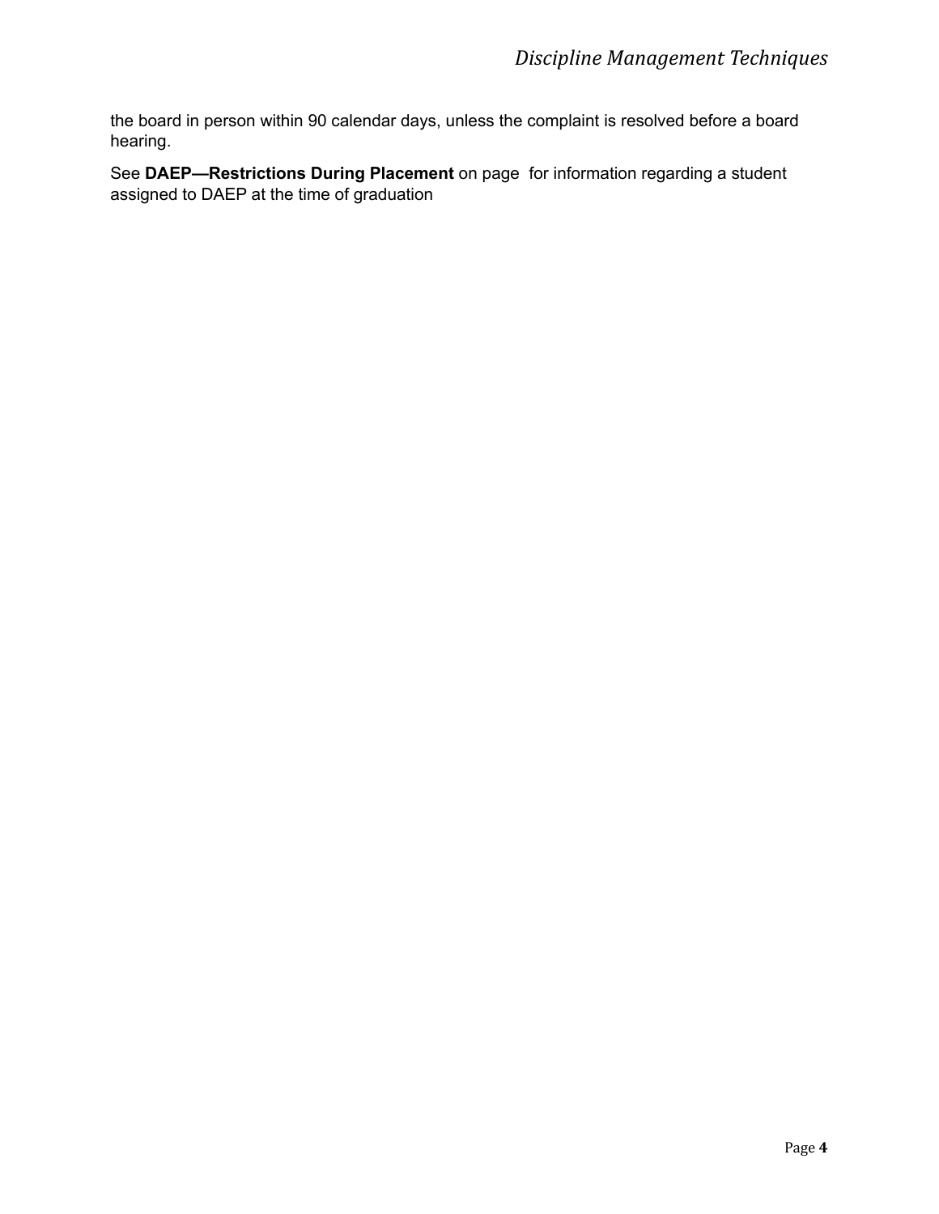the board in person within 90 calendar days, unless the complaint is resolved before a board hearing.

See **DAEP—Restrictions During Placement** on page  for information regarding a student assigned to DAEP at the time of graduation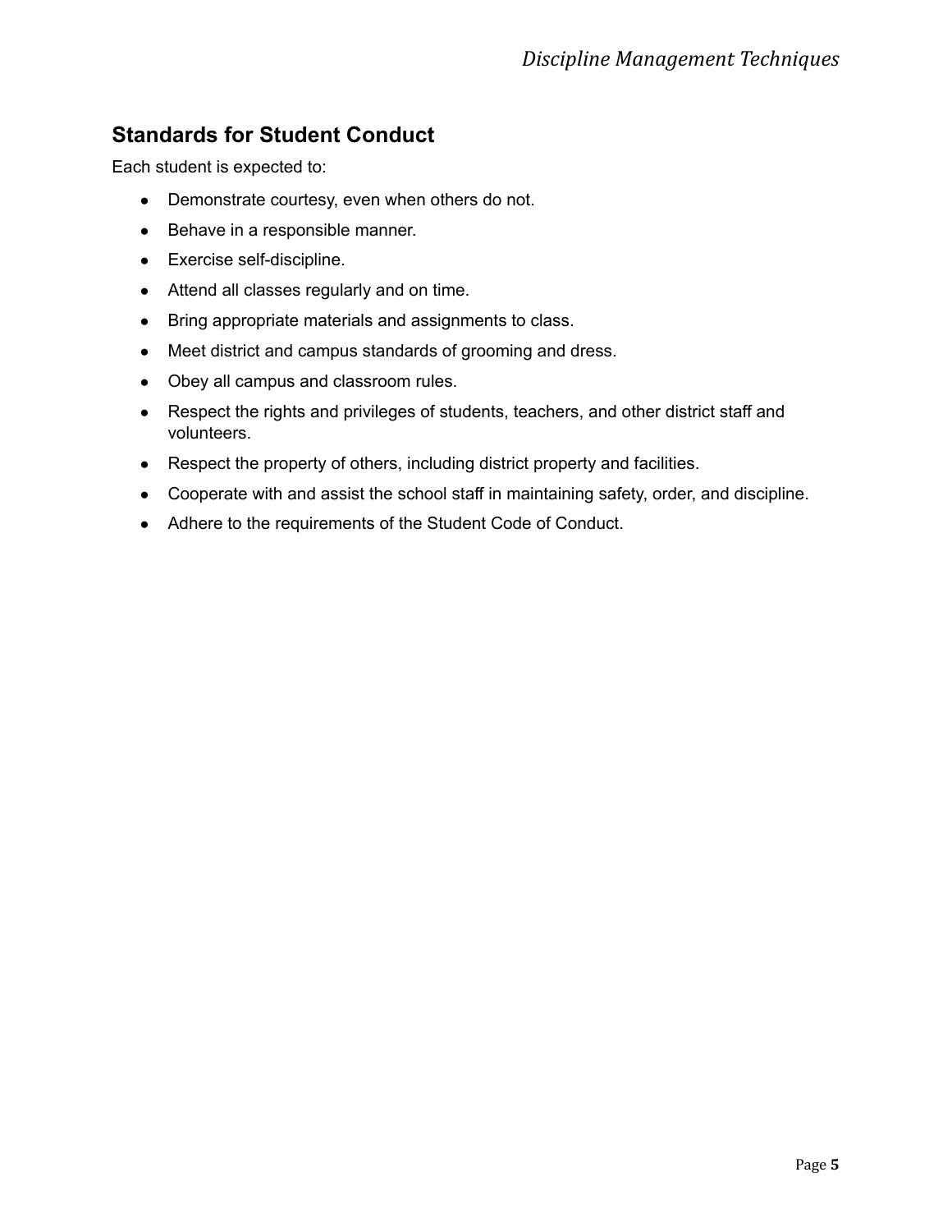## Standards for Student Conduct

Each student is expected to:

- Demonstrate courtesy, even when others do not.
- Behave in a responsible manner.
- Exercise self-discipline.
- Attend all classes regularly and on time.
- Bring appropriate materials and assignments to class.
- Meet district and campus standards of grooming and dress.
- Obey all campus and classroom rules.
- Respect the rights and privileges of students, teachers, and other district staff and volunteers.
- Respect the property of others, including district property and facilities.
- Cooperate with and assist the school staff in maintaining safety, order, and discipline.
- Adhere to the requirements of the Student Code of Conduct.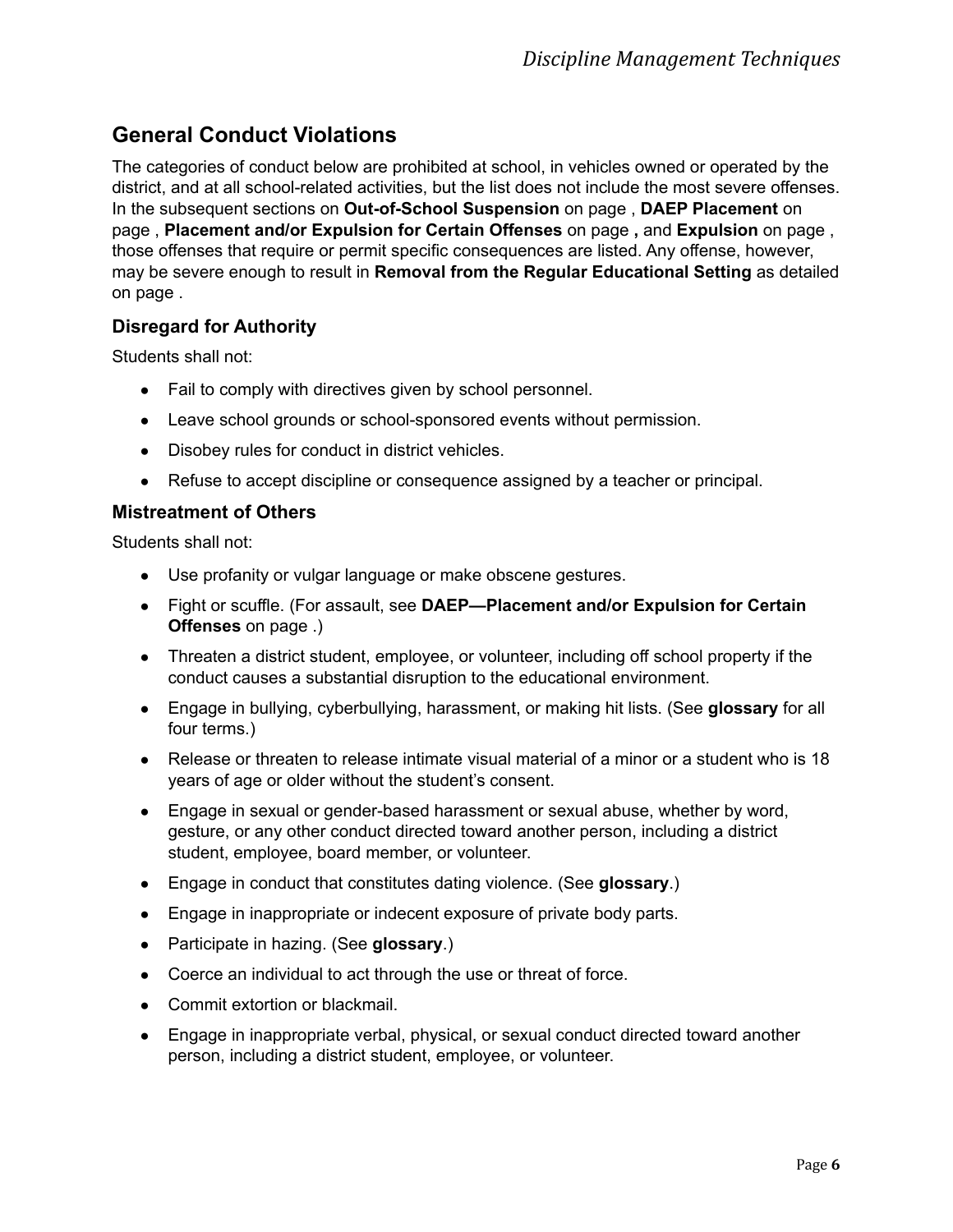## General Conduct Violations

The categories of conduct below are prohibited at school, in vehicles owned or operated by the district, and at all school-related activities, but the list does not include the most severe offenses. In the subsequent sections on **Out-of-School Suspension** on page , **DAEP Placement** on page , **Placement and/or Expulsion for Certain Offenses** on page **,** and **Expulsion** on page , those offenses that require or permit specific consequences are listed. Any offense, however, may be severe enough to result in **Removal from the Regular Educational Setting** as detailed on page .

### Disregard for Authority

Students shall not:

- Fail to comply with directives given by school personnel.
- Leave school grounds or school-sponsored events without permission.
- Disobey rules for conduct in district vehicles.
- Refuse to accept discipline or consequence assigned by a teacher or principal.

### Mistreatment of Others

Students shall not:

- Use profanity or vulgar language or make obscene gestures.
- Fight or scuffle. (For assault, see **DAEP—Placement and/or Expulsion for Certain Offenses** on page .)
- Threaten a district student, employee, or volunteer, including off school property if the conduct causes a substantial disruption to the educational environment.
- Engage in bullying, cyberbullying, harassment, or making hit lists. (See **glossary** for all four terms.)
- Release or threaten to release intimate visual material of a minor or a student who is 18 years of age or older without the student's consent.
- Engage in sexual or gender-based harassment or sexual abuse, whether by word, gesture, or any other conduct directed toward another person, including a district student, employee, board member, or volunteer.
- Engage in conduct that constitutes dating violence. (See **glossary**.)
- Engage in inappropriate or indecent exposure of private body parts.
- Participate in hazing. (See **glossary**.)
- Coerce an individual to act through the use or threat of force.
- Commit extortion or blackmail.
- Engage in inappropriate verbal, physical, or sexual conduct directed toward another person, including a district student, employee, or volunteer.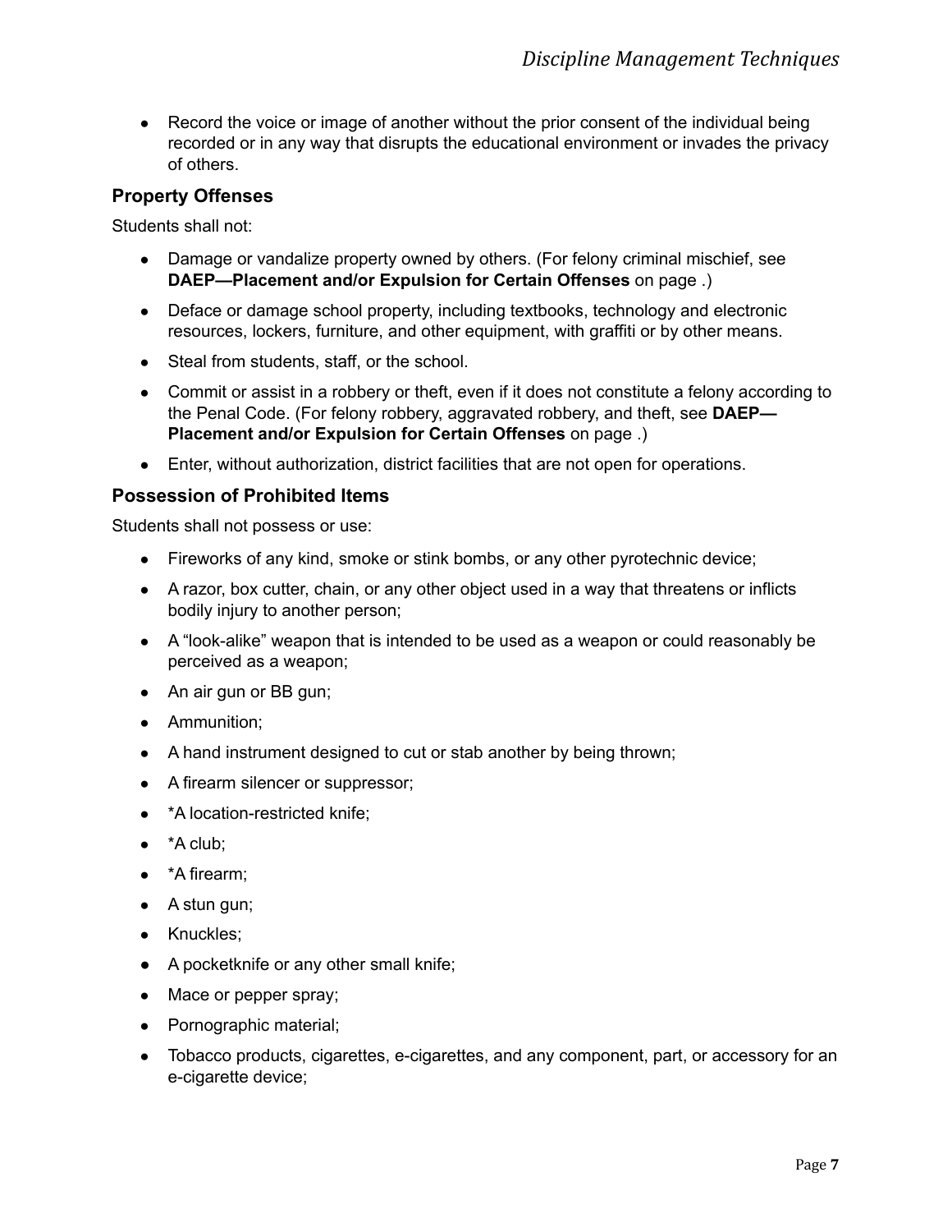- Record the voice or image of another without the prior consent of the individual being recorded or in any way that disrupts the educational environment or invades the privacy of others.

### Property Offenses

Students shall not:

- Damage or vandalize property owned by others. (For felony criminal mischief, see **DAEP—Placement and/or Expulsion for Certain Offenses** on page .)
- Deface or damage school property, including textbooks, technology and electronic resources, lockers, furniture, and other equipment, with graffiti or by other means.
- Steal from students, staff, or the school.
- Commit or assist in a robbery or theft, even if it does not constitute a felony according to the Penal Code. (For felony robbery, aggravated robbery, and theft, see **DAEP—Placement and/or Expulsion for Certain Offenses** on page .)
- Enter, without authorization, district facilities that are not open for operations.

### Possession of Prohibited Items

Students shall not possess or use:

- Fireworks of any kind, smoke or stink bombs, or any other pyrotechnic device;
- A razor, box cutter, chain, or any other object used in a way that threatens or inflicts bodily injury to another person;
- A “look-alike” weapon that is intended to be used as a weapon or could reasonably be perceived as a weapon;
- An air gun or BB gun;
- Ammunition;
- A hand instrument designed to cut or stab another by being thrown;
- A firearm silencer or suppressor;
- *A location-restricted knife;
- *A club;
- *A firearm;
- A stun gun;
- Knuckles;
- A pocketknife or any other small knife;
- Mace or pepper spray;
- Pornographic material;
- Tobacco products, cigarettes, e-cigarettes, and any component, part, or accessory for an e-cigarette device;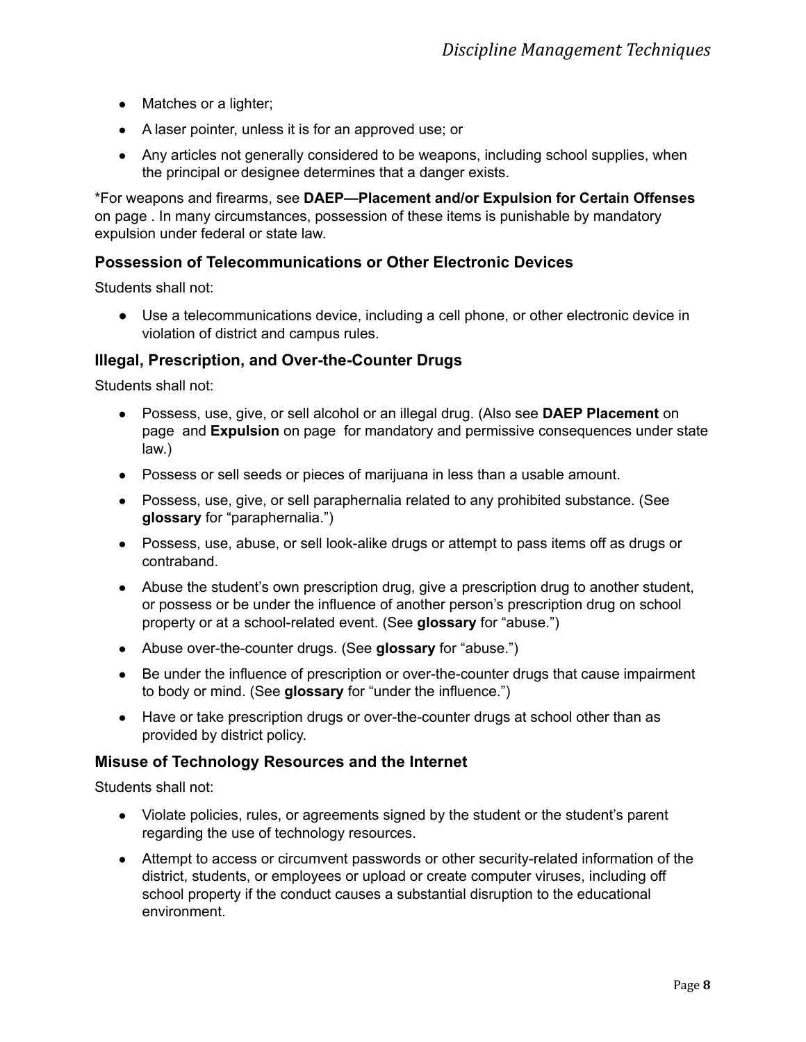- Matches or a lighter;
- A laser pointer, unless it is for an approved use; or
- Any articles not generally considered to be weapons, including school supplies, when the principal or designee determines that a danger exists.

*For weapons and firearms, see **DAEP—Placement and/or Expulsion for Certain Offenses** on page . In many circumstances, possession of these items is punishable by mandatory expulsion under federal or state law.

### Possession of Telecommunications or Other Electronic Devices

Students shall not:

- Use a telecommunications device, including a cell phone, or other electronic device in violation of district and campus rules.

### Illegal, Prescription, and Over-the-Counter Drugs

Students shall not:

- Possess, use, give, or sell alcohol or an illegal drug. (Also see **DAEP Placement** on page  and **Expulsion** on page  for mandatory and permissive consequences under state law.)
- Possess or sell seeds or pieces of marijuana in less than a usable amount.
- Possess, use, give, or sell paraphernalia related to any prohibited substance. (See **glossary** for "paraphernalia.")
- Possess, use, abuse, or sell look-alike drugs or attempt to pass items off as drugs or contraband.
- Abuse the student's own prescription drug, give a prescription drug to another student, or possess or be under the influence of another person's prescription drug on school property or at a school-related event. (See **glossary** for "abuse.")
- Abuse over-the-counter drugs. (See **glossary** for "abuse.")
- Be under the influence of prescription or over-the-counter drugs that cause impairment to body or mind. (See **glossary** for "under the influence.")
- Have or take prescription drugs or over-the-counter drugs at school other than as provided by district policy.

### Misuse of Technology Resources and the Internet

Students shall not:

- Violate policies, rules, or agreements signed by the student or the student's parent regarding the use of technology resources.
- Attempt to access or circumvent passwords or other security-related information of the district, students, or employees or upload or create computer viruses, including off school property if the conduct causes a substantial disruption to the educational environment.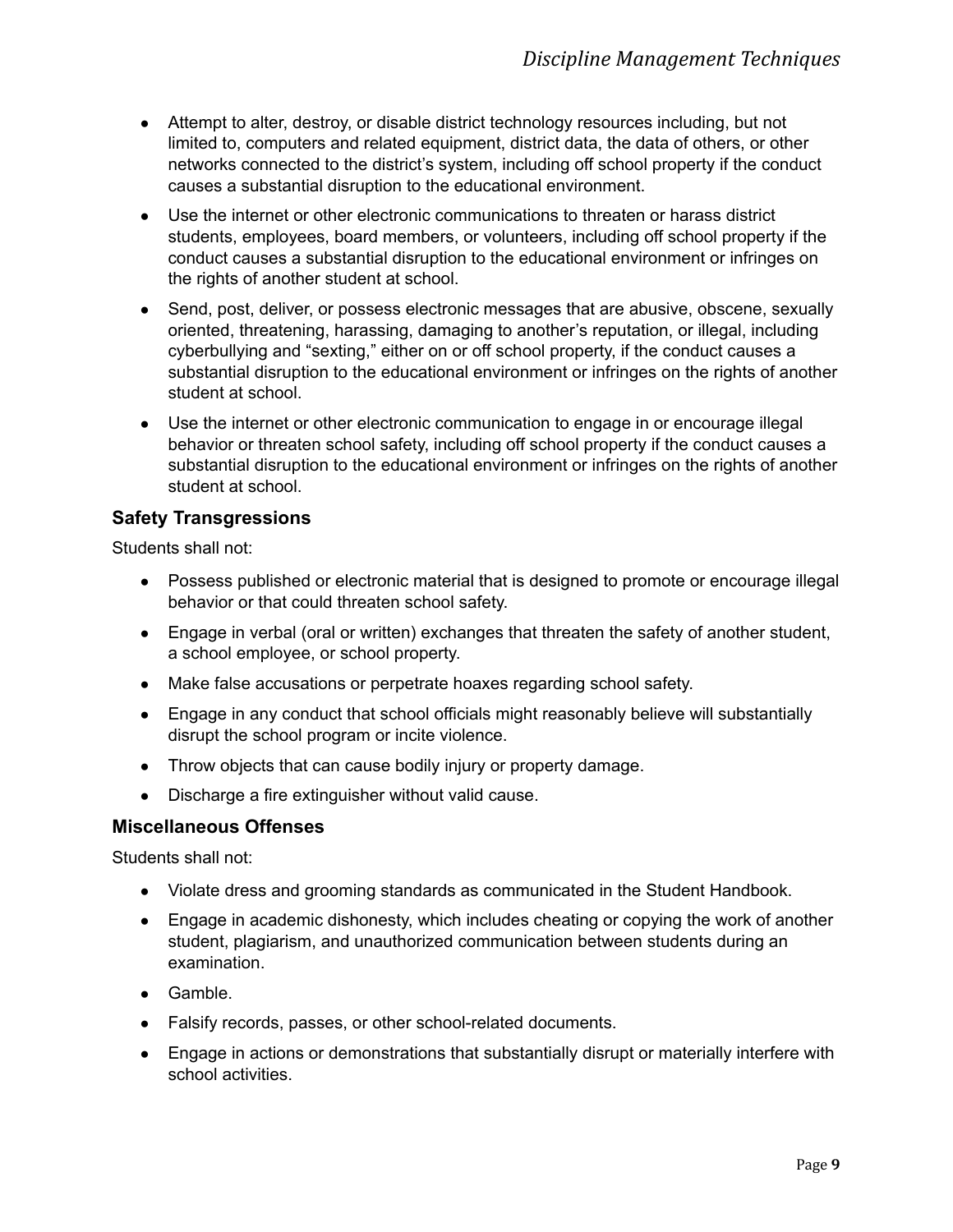- Attempt to alter, destroy, or disable district technology resources including, but not limited to, computers and related equipment, district data, the data of others, or other networks connected to the district's system, including off school property if the conduct causes a substantial disruption to the educational environment.
- Use the internet or other electronic communications to threaten or harass district students, employees, board members, or volunteers, including off school property if the conduct causes a substantial disruption to the educational environment or infringes on the rights of another student at school.
- Send, post, deliver, or possess electronic messages that are abusive, obscene, sexually oriented, threatening, harassing, damaging to another's reputation, or illegal, including cyberbullying and "sexting," either on or off school property, if the conduct causes a substantial disruption to the educational environment or infringes on the rights of another student at school.
- Use the internet or other electronic communication to engage in or encourage illegal behavior or threaten school safety, including off school property if the conduct causes a substantial disruption to the educational environment or infringes on the rights of another student at school.

### Safety Transgressions

Students shall not:

- Possess published or electronic material that is designed to promote or encourage illegal behavior or that could threaten school safety.
- Engage in verbal (oral or written) exchanges that threaten the safety of another student, a school employee, or school property.
- Make false accusations or perpetrate hoaxes regarding school safety.
- Engage in any conduct that school officials might reasonably believe will substantially disrupt the school program or incite violence.
- Throw objects that can cause bodily injury or property damage.
- Discharge a fire extinguisher without valid cause.

### Miscellaneous Offenses

Students shall not:

- Violate dress and grooming standards as communicated in the Student Handbook.
- Engage in academic dishonesty, which includes cheating or copying the work of another student, plagiarism, and unauthorized communication between students during an examination.
- Gamble.
- Falsify records, passes, or other school-related documents.
- Engage in actions or demonstrations that substantially disrupt or materially interfere with school activities.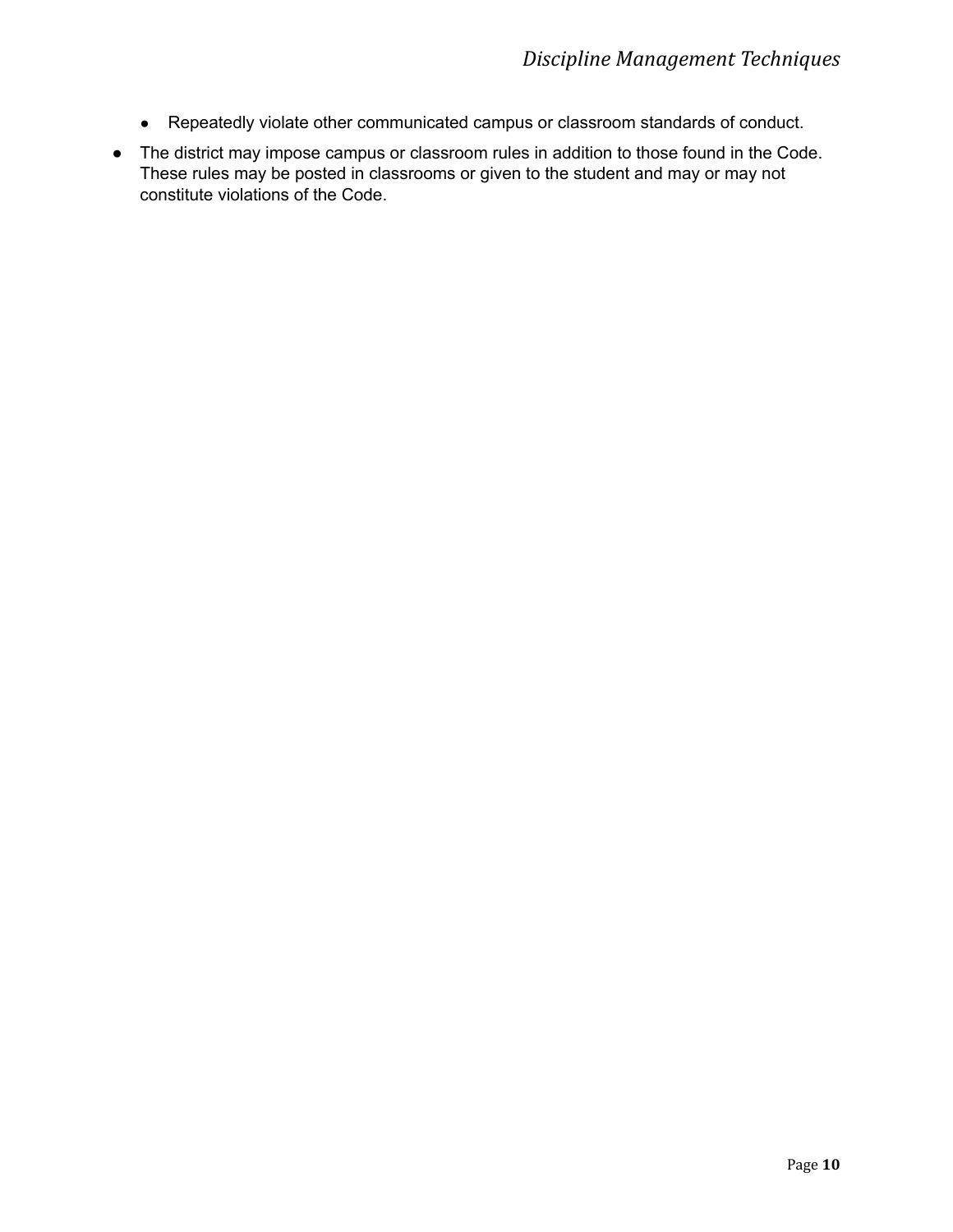- Repeatedly violate other communicated campus or classroom standards of conduct.
- The district may impose campus or classroom rules in addition to those found in the Code. These rules may be posted in classrooms or given to the student and may or may not constitute violations of the Code.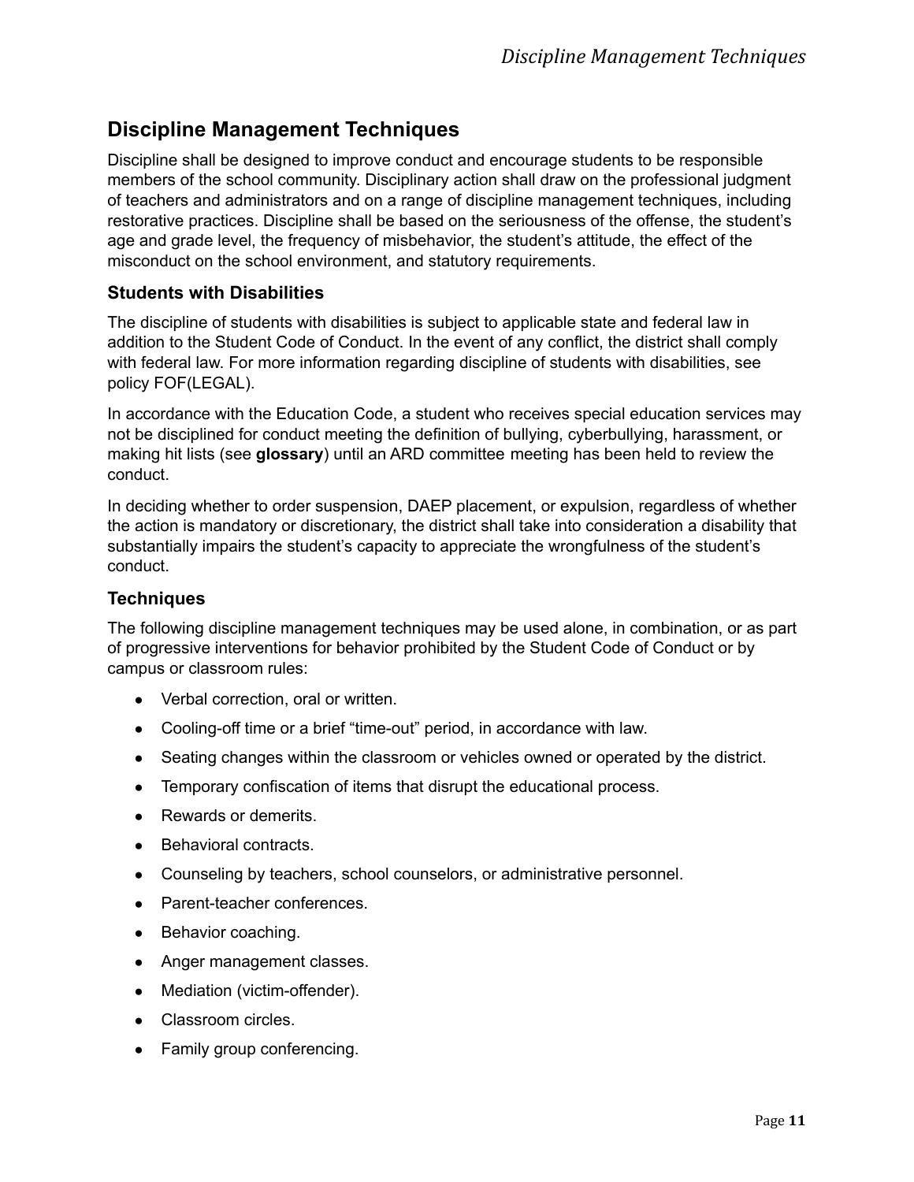## Discipline Management Techniques

Discipline shall be designed to improve conduct and encourage students to be responsible members of the school community. Disciplinary action shall draw on the professional judgment of teachers and administrators and on a range of discipline management techniques, including restorative practices. Discipline shall be based on the seriousness of the offense, the student's age and grade level, the frequency of misbehavior, the student's attitude, the effect of the misconduct on the school environment, and statutory requirements.

### Students with Disabilities

The discipline of students with disabilities is subject to applicable state and federal law in addition to the Student Code of Conduct. In the event of any conflict, the district shall comply with federal law. For more information regarding discipline of students with disabilities, see policy FOF(LEGAL).

In accordance with the Education Code, a student who receives special education services may not be disciplined for conduct meeting the definition of bullying, cyberbullying, harassment, or making hit lists (see **glossary**) until an ARD committee meeting has been held to review the conduct.

In deciding whether to order suspension, DAEP placement, or expulsion, regardless of whether the action is mandatory or discretionary, the district shall take into consideration a disability that substantially impairs the student's capacity to appreciate the wrongfulness of the student's conduct.

### Techniques

The following discipline management techniques may be used alone, in combination, or as part of progressive interventions for behavior prohibited by the Student Code of Conduct or by campus or classroom rules:

- Verbal correction, oral or written.
- Cooling-off time or a brief "time-out" period, in accordance with law.
- Seating changes within the classroom or vehicles owned or operated by the district.
- Temporary confiscation of items that disrupt the educational process.
- Rewards or demerits.
- Behavioral contracts.
- Counseling by teachers, school counselors, or administrative personnel.
- Parent-teacher conferences.
- Behavior coaching.
- Anger management classes.
- Mediation (victim-offender).
- Classroom circles.
- Family group conferencing.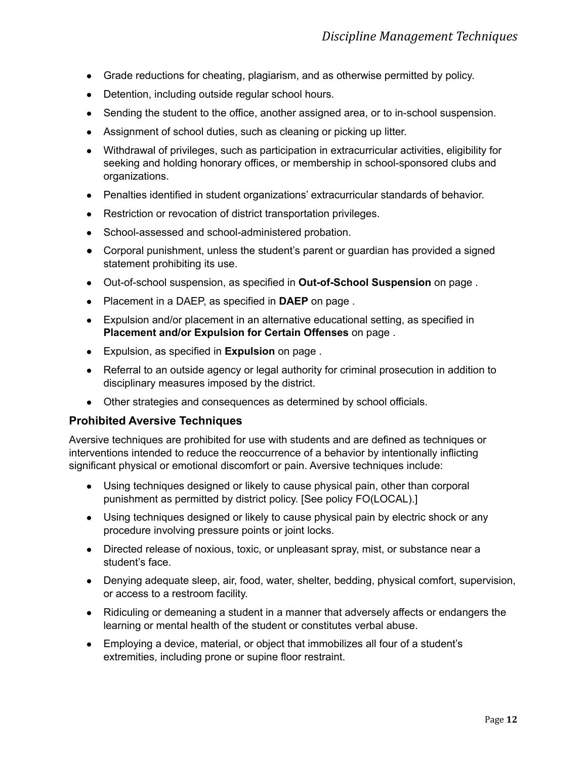- Grade reductions for cheating, plagiarism, and as otherwise permitted by policy.
- Detention, including outside regular school hours.
- Sending the student to the office, another assigned area, or to in-school suspension.
- Assignment of school duties, such as cleaning or picking up litter.
- Withdrawal of privileges, such as participation in extracurricular activities, eligibility for seeking and holding honorary offices, or membership in school-sponsored clubs and organizations.
- Penalties identified in student organizations' extracurricular standards of behavior.
- Restriction or revocation of district transportation privileges.
- School-assessed and school-administered probation.
- Corporal punishment, unless the student's parent or guardian has provided a signed statement prohibiting its use.
- Out-of-school suspension, as specified in **Out-of-School Suspension** on page .
- Placement in a DAEP, as specified in **DAEP** on page .
- Expulsion and/or placement in an alternative educational setting, as specified in **Placement and/or Expulsion for Certain Offenses** on page .
- Expulsion, as specified in **Expulsion** on page .
- Referral to an outside agency or legal authority for criminal prosecution in addition to disciplinary measures imposed by the district.
- Other strategies and consequences as determined by school officials.

### Prohibited Aversive Techniques

Aversive techniques are prohibited for use with students and are defined as techniques or interventions intended to reduce the reoccurrence of a behavior by intentionally inflicting significant physical or emotional discomfort or pain. Aversive techniques include:

- Using techniques designed or likely to cause physical pain, other than corporal punishment as permitted by district policy. [See policy FO(LOCAL).]
- Using techniques designed or likely to cause physical pain by electric shock or any procedure involving pressure points or joint locks.
- Directed release of noxious, toxic, or unpleasant spray, mist, or substance near a student's face.
- Denying adequate sleep, air, food, water, shelter, bedding, physical comfort, supervision, or access to a restroom facility.
- Ridiculing or demeaning a student in a manner that adversely affects or endangers the learning or mental health of the student or constitutes verbal abuse.
- Employing a device, material, or object that immobilizes all four of a student's extremities, including prone or supine floor restraint.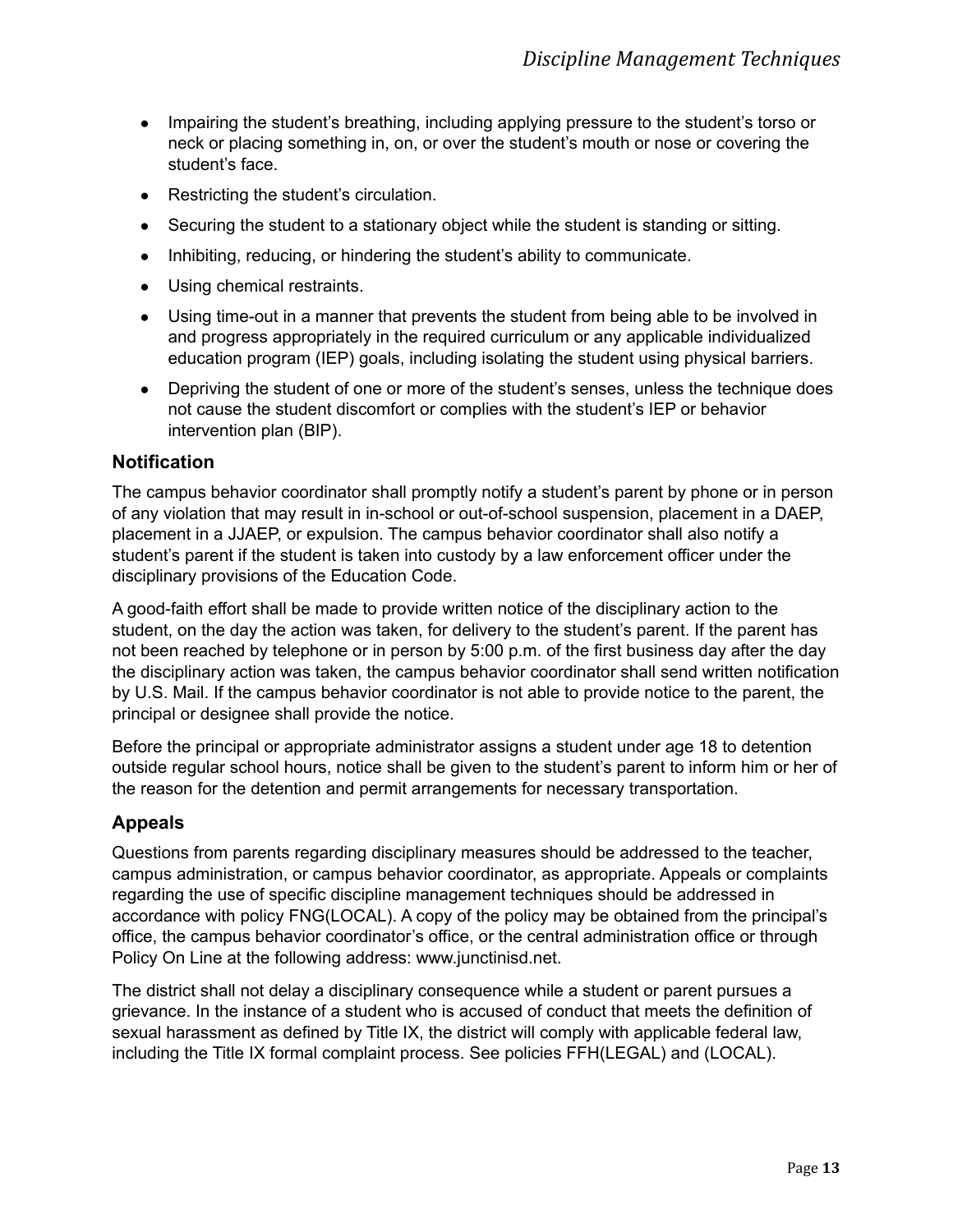- Impairing the student's breathing, including applying pressure to the student's torso or neck or placing something in, on, or over the student's mouth or nose or covering the student's face.
- Restricting the student's circulation.
- Securing the student to a stationary object while the student is standing or sitting.
- Inhibiting, reducing, or hindering the student's ability to communicate.
- Using chemical restraints.
- Using time-out in a manner that prevents the student from being able to be involved in and progress appropriately in the required curriculum or any applicable individualized education program (IEP) goals, including isolating the student using physical barriers.
- Depriving the student of one or more of the student's senses, unless the technique does not cause the student discomfort or complies with the student's IEP or behavior intervention plan (BIP).

## Notification

The campus behavior coordinator shall promptly notify a student's parent by phone or in person of any violation that may result in in-school or out-of-school suspension, placement in a DAEP, placement in a JJAEP, or expulsion. The campus behavior coordinator shall also notify a student's parent if the student is taken into custody by a law enforcement officer under the disciplinary provisions of the Education Code.

A good-faith effort shall be made to provide written notice of the disciplinary action to the student, on the day the action was taken, for delivery to the student's parent. If the parent has not been reached by telephone or in person by 5:00 p.m. of the first business day after the day the disciplinary action was taken, the campus behavior coordinator shall send written notification by U.S. Mail. If the campus behavior coordinator is not able to provide notice to the parent, the principal or designee shall provide the notice.

Before the principal or appropriate administrator assigns a student under age 18 to detention outside regular school hours, notice shall be given to the student's parent to inform him or her of the reason for the detention and permit arrangements for necessary transportation.

## Appeals

Questions from parents regarding disciplinary measures should be addressed to the teacher, campus administration, or campus behavior coordinator, as appropriate. Appeals or complaints regarding the use of specific discipline management techniques should be addressed in accordance with policy FNG(LOCAL). A copy of the policy may be obtained from the principal's office, the campus behavior coordinator's office, or the central administration office or through Policy On Line at the following address: www.junctinisd.net.

The district shall not delay a disciplinary consequence while a student or parent pursues a grievance. In the instance of a student who is accused of conduct that meets the definition of sexual harassment as defined by Title IX, the district will comply with applicable federal law, including the Title IX formal complaint process. See policies FFH(LEGAL) and (LOCAL).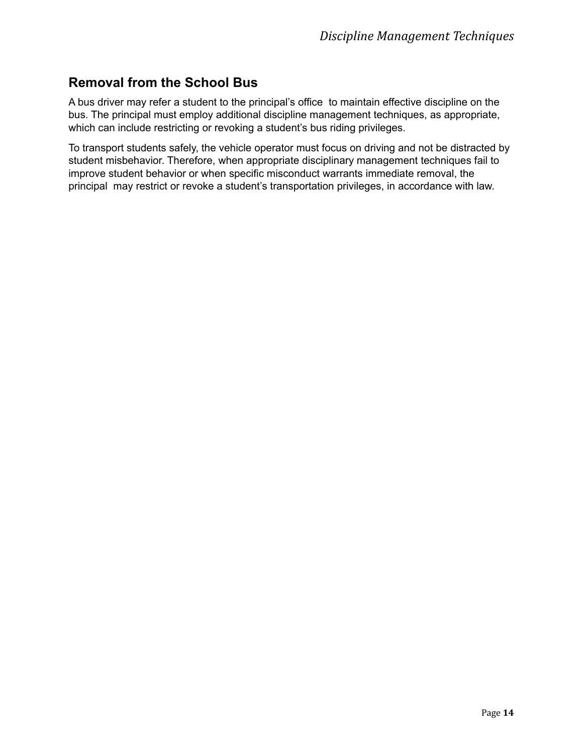## Removal from the School Bus

A bus driver may refer a student to the principal's office to maintain effective discipline on the bus. The principal must employ additional discipline management techniques, as appropriate, which can include restricting or revoking a student's bus riding privileges.

To transport students safely, the vehicle operator must focus on driving and not be distracted by student misbehavior. Therefore, when appropriate disciplinary management techniques fail to improve student behavior or when specific misconduct warrants immediate removal, the principal may restrict or revoke a student's transportation privileges, in accordance with law.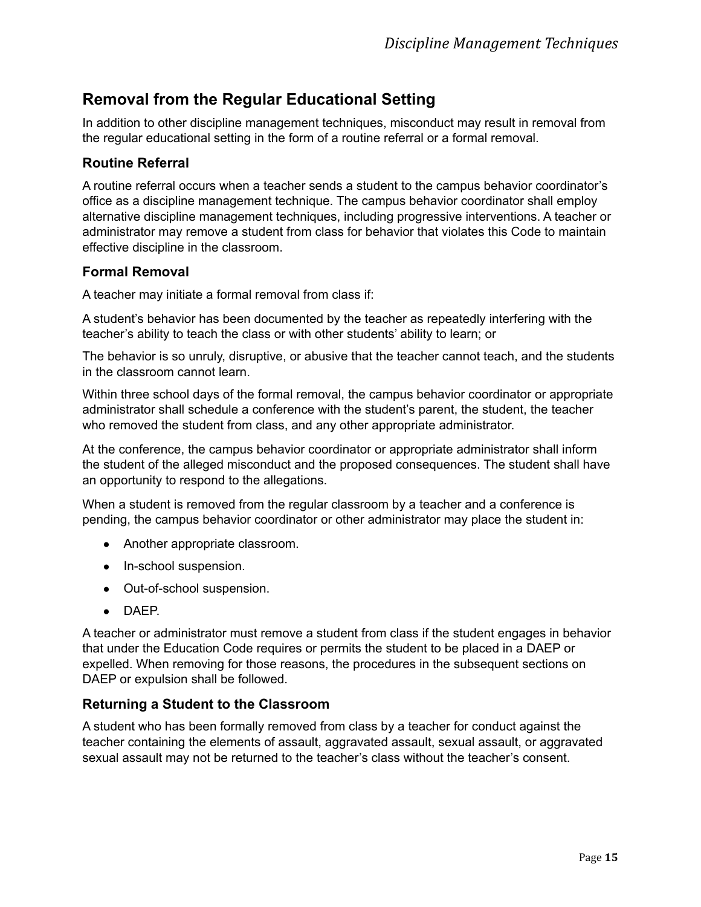## Removal from the Regular Educational Setting

In addition to other discipline management techniques, misconduct may result in removal from the regular educational setting in the form of a routine referral or a formal removal.

### Routine Referral

A routine referral occurs when a teacher sends a student to the campus behavior coordinator's office as a discipline management technique. The campus behavior coordinator shall employ alternative discipline management techniques, including progressive interventions. A teacher or administrator may remove a student from class for behavior that violates this Code to maintain effective discipline in the classroom.

### Formal Removal

A teacher may initiate a formal removal from class if:

A student's behavior has been documented by the teacher as repeatedly interfering with the teacher's ability to teach the class or with other students' ability to learn; or

The behavior is so unruly, disruptive, or abusive that the teacher cannot teach, and the students in the classroom cannot learn.

Within three school days of the formal removal, the campus behavior coordinator or appropriate administrator shall schedule a conference with the student's parent, the student, the teacher who removed the student from class, and any other appropriate administrator.

At the conference, the campus behavior coordinator or appropriate administrator shall inform the student of the alleged misconduct and the proposed consequences. The student shall have an opportunity to respond to the allegations.

When a student is removed from the regular classroom by a teacher and a conference is pending, the campus behavior coordinator or other administrator may place the student in:

- Another appropriate classroom.
- In-school suspension.
- Out-of-school suspension.
- DAEP.

A teacher or administrator must remove a student from class if the student engages in behavior that under the Education Code requires or permits the student to be placed in a DAEP or expelled. When removing for those reasons, the procedures in the subsequent sections on DAEP or expulsion shall be followed.

### Returning a Student to the Classroom

A student who has been formally removed from class by a teacher for conduct against the teacher containing the elements of assault, aggravated assault, sexual assault, or aggravated sexual assault may not be returned to the teacher's class without the teacher's consent.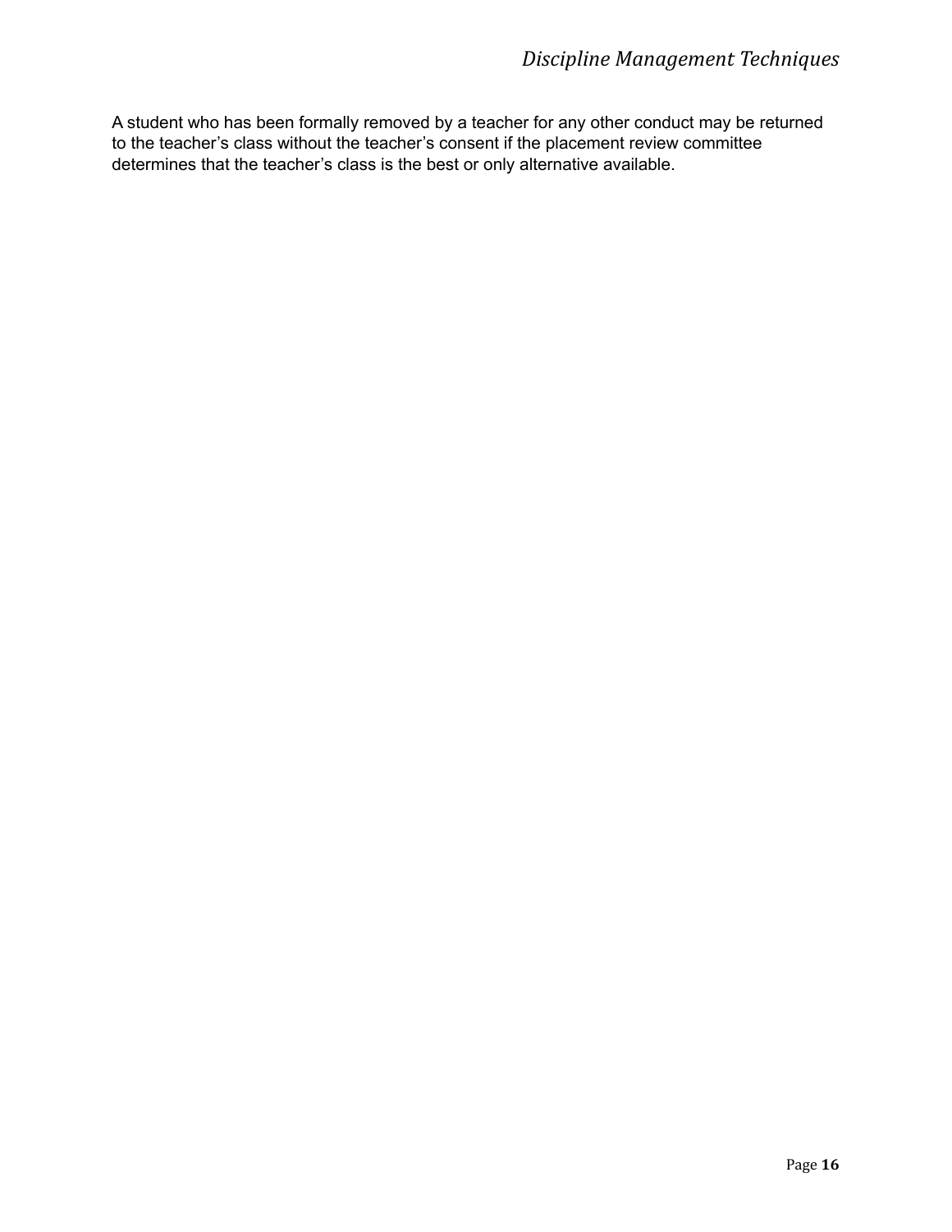A student who has been formally removed by a teacher for any other conduct may be returned to the teacher's class without the teacher's consent if the placement review committee determines that the teacher's class is the best or only alternative available.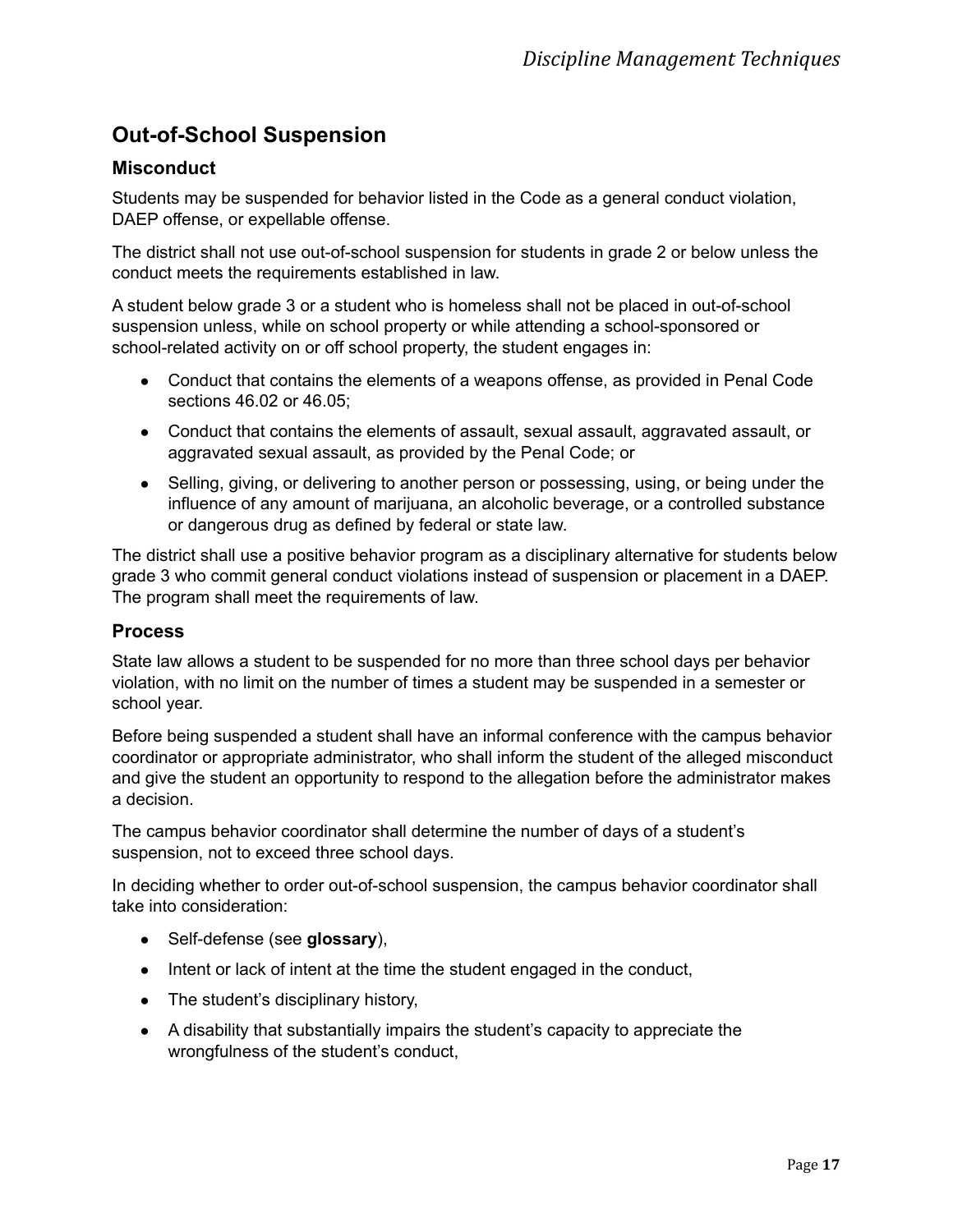## Out-of-School Suspension

### Misconduct

Students may be suspended for behavior listed in the Code as a general conduct violation, DAEP offense, or expellable offense.

The district shall not use out-of-school suspension for students in grade 2 or below unless the conduct meets the requirements established in law.

A student below grade 3 or a student who is homeless shall not be placed in out-of-school suspension unless, while on school property or while attending a school-sponsored or school-related activity on or off school property, the student engages in:

- Conduct that contains the elements of a weapons offense, as provided in Penal Code sections 46.02 or 46.05;
- Conduct that contains the elements of assault, sexual assault, aggravated assault, or aggravated sexual assault, as provided by the Penal Code; or
- Selling, giving, or delivering to another person or possessing, using, or being under the influence of any amount of marijuana, an alcoholic beverage, or a controlled substance or dangerous drug as defined by federal or state law.

The district shall use a positive behavior program as a disciplinary alternative for students below grade 3 who commit general conduct violations instead of suspension or placement in a DAEP. The program shall meet the requirements of law.

### Process

State law allows a student to be suspended for no more than three school days per behavior violation, with no limit on the number of times a student may be suspended in a semester or school year.

Before being suspended a student shall have an informal conference with the campus behavior coordinator or appropriate administrator, who shall inform the student of the alleged misconduct and give the student an opportunity to respond to the allegation before the administrator makes a decision.

The campus behavior coordinator shall determine the number of days of a student's suspension, not to exceed three school days.

In deciding whether to order out-of-school suspension, the campus behavior coordinator shall take into consideration:

- Self-defense (see **glossary**),
- Intent or lack of intent at the time the student engaged in the conduct,
- The student's disciplinary history,
- A disability that substantially impairs the student's capacity to appreciate the wrongfulness of the student's conduct,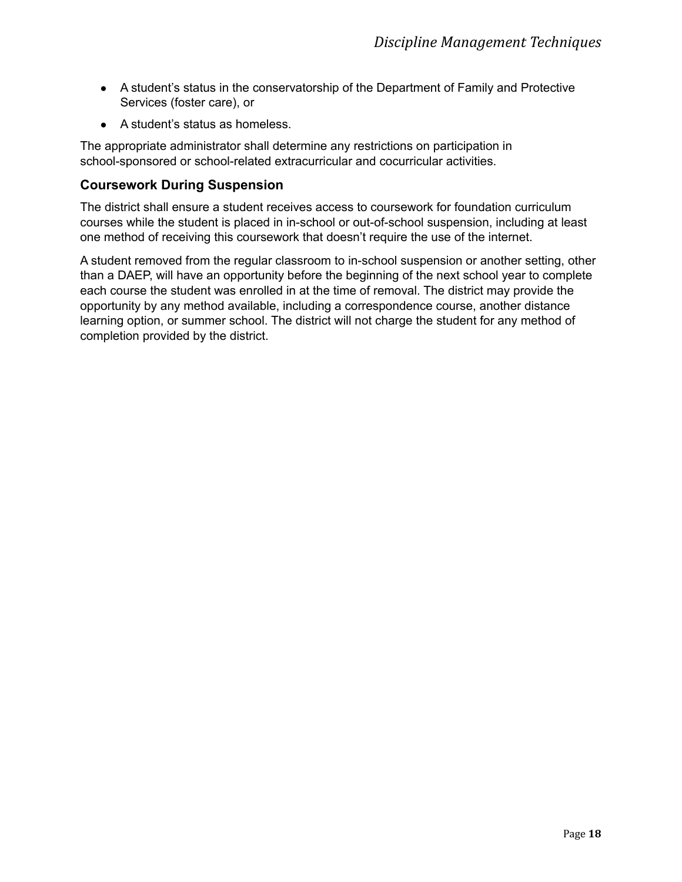- A student's status in the conservatorship of the Department of Family and Protective Services (foster care), or
- A student's status as homeless.

The appropriate administrator shall determine any restrictions on participation in school-sponsored or school-related extracurricular and cocurricular activities.

### Coursework During Suspension

The district shall ensure a student receives access to coursework for foundation curriculum courses while the student is placed in in-school or out-of-school suspension, including at least one method of receiving this coursework that doesn't require the use of the internet.

A student removed from the regular classroom to in-school suspension or another setting, other than a DAEP, will have an opportunity before the beginning of the next school year to complete each course the student was enrolled in at the time of removal. The district may provide the opportunity by any method available, including a correspondence course, another distance learning option, or summer school. The district will not charge the student for any method of completion provided by the district.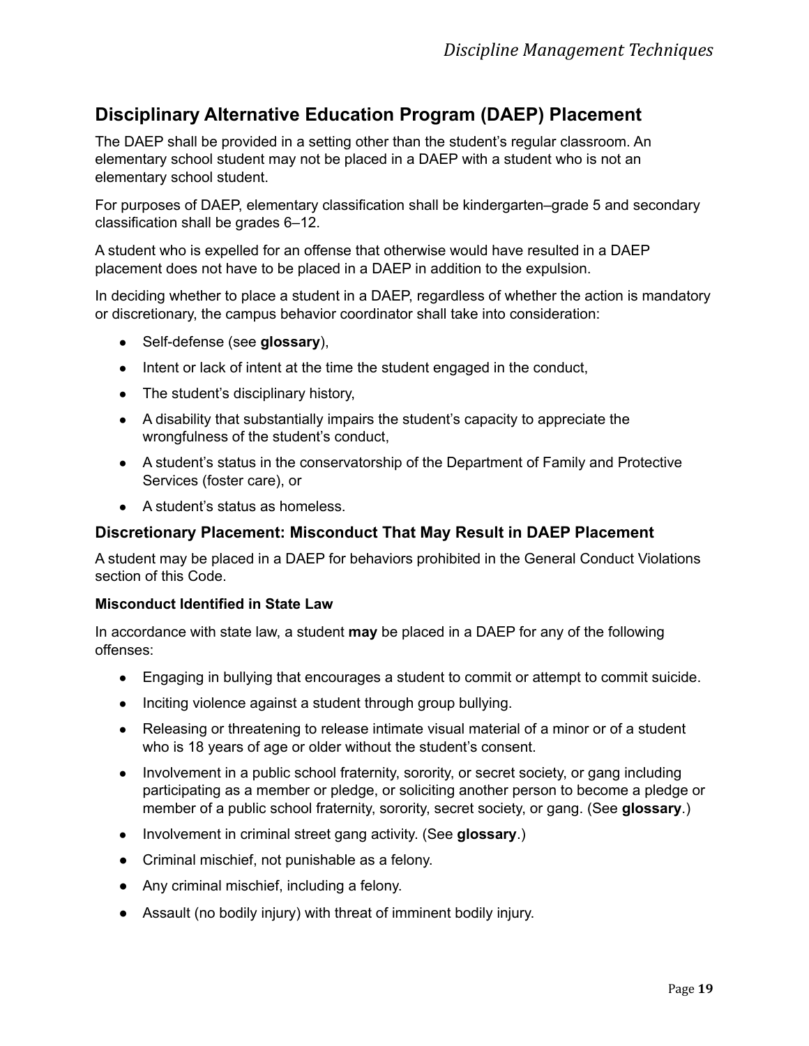## Disciplinary Alternative Education Program (DAEP) Placement

The DAEP shall be provided in a setting other than the student's regular classroom. An elementary school student may not be placed in a DAEP with a student who is not an elementary school student.

For purposes of DAEP, elementary classification shall be kindergarten–grade 5 and secondary classification shall be grades 6–12.

A student who is expelled for an offense that otherwise would have resulted in a DAEP placement does not have to be placed in a DAEP in addition to the expulsion.

In deciding whether to place a student in a DAEP, regardless of whether the action is mandatory or discretionary, the campus behavior coordinator shall take into consideration:

- Self-defense (see **glossary**),
- Intent or lack of intent at the time the student engaged in the conduct,
- The student's disciplinary history,
- A disability that substantially impairs the student's capacity to appreciate the wrongfulness of the student's conduct,
- A student's status in the conservatorship of the Department of Family and Protective Services (foster care), or
- A student's status as homeless.

### Discretionary Placement: Misconduct That May Result in DAEP Placement

A student may be placed in a DAEP for behaviors prohibited in the General Conduct Violations section of this Code.

#### Misconduct Identified in State Law

In accordance with state law, a student **may** be placed in a DAEP for any of the following offenses:

- Engaging in bullying that encourages a student to commit or attempt to commit suicide.
- Inciting violence against a student through group bullying.
- Releasing or threatening to release intimate visual material of a minor or of a student who is 18 years of age or older without the student's consent.
- Involvement in a public school fraternity, sorority, or secret society, or gang including participating as a member or pledge, or soliciting another person to become a pledge or member of a public school fraternity, sorority, secret society, or gang. (See **glossary**.)
- Involvement in criminal street gang activity. (See **glossary**.)
- Criminal mischief, not punishable as a felony.
- Any criminal mischief, including a felony.
- Assault (no bodily injury) with threat of imminent bodily injury.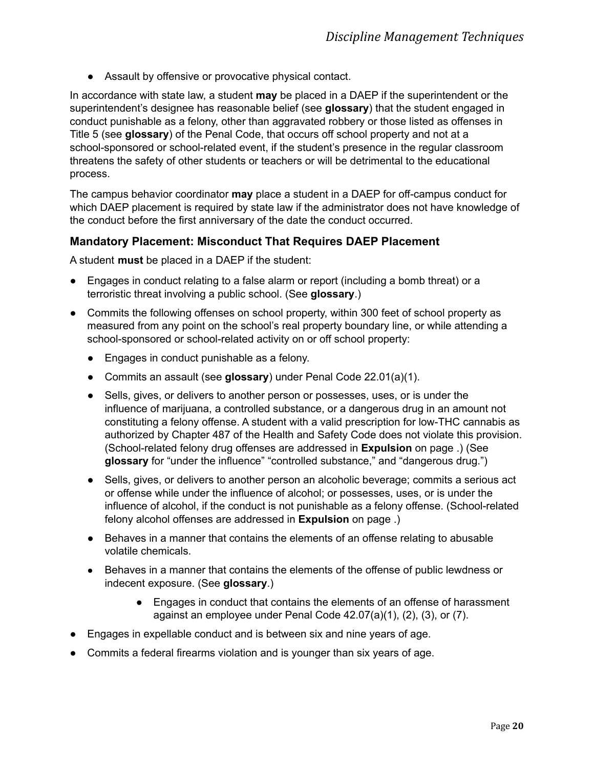- Assault by offensive or provocative physical contact.

In accordance with state law, a student **may** be placed in a DAEP if the superintendent or the superintendent's designee has reasonable belief (see **glossary**) that the student engaged in conduct punishable as a felony, other than aggravated robbery or those listed as offenses in Title 5 (see **glossary**) of the Penal Code, that occurs off school property and not at a school-sponsored or school-related event, if the student's presence in the regular classroom threatens the safety of other students or teachers or will be detrimental to the educational process.

The campus behavior coordinator **may** place a student in a DAEP for off-campus conduct for which DAEP placement is required by state law if the administrator does not have knowledge of the conduct before the first anniversary of the date the conduct occurred.

### Mandatory Placement: Misconduct That Requires DAEP Placement

A student **must** be placed in a DAEP if the student:

- Engages in conduct relating to a false alarm or report (including a bomb threat) or a terroristic threat involving a public school. (See **glossary**.)
- Commits the following offenses on school property, within 300 feet of school property as measured from any point on the school's real property boundary line, or while attending a school-sponsored or school-related activity on or off school property:
  - Engages in conduct punishable as a felony.
  - Commits an assault (see **glossary**) under Penal Code 22.01(a)(1).
  - Sells, gives, or delivers to another person or possesses, uses, or is under the influence of marijuana, a controlled substance, or a dangerous drug in an amount not constituting a felony offense. A student with a valid prescription for low-THC cannabis as authorized by Chapter 487 of the Health and Safety Code does not violate this provision. (School-related felony drug offenses are addressed in **Expulsion** on page .) (See **glossary** for "under the influence" "controlled substance," and "dangerous drug.")
  - Sells, gives, or delivers to another person an alcoholic beverage; commits a serious act or offense while under the influence of alcohol; or possesses, uses, or is under the influence of alcohol, if the conduct is not punishable as a felony offense. (School-related felony alcohol offenses are addressed in **Expulsion** on page .)
  - Behaves in a manner that contains the elements of an offense relating to abusable volatile chemicals.
  - Behaves in a manner that contains the elements of the offense of public lewdness or indecent exposure. (See **glossary**.)
    - Engages in conduct that contains the elements of an offense of harassment against an employee under Penal Code 42.07(a)(1), (2), (3), or (7).
- Engages in expellable conduct and is between six and nine years of age.
- Commits a federal firearms violation and is younger than six years of age.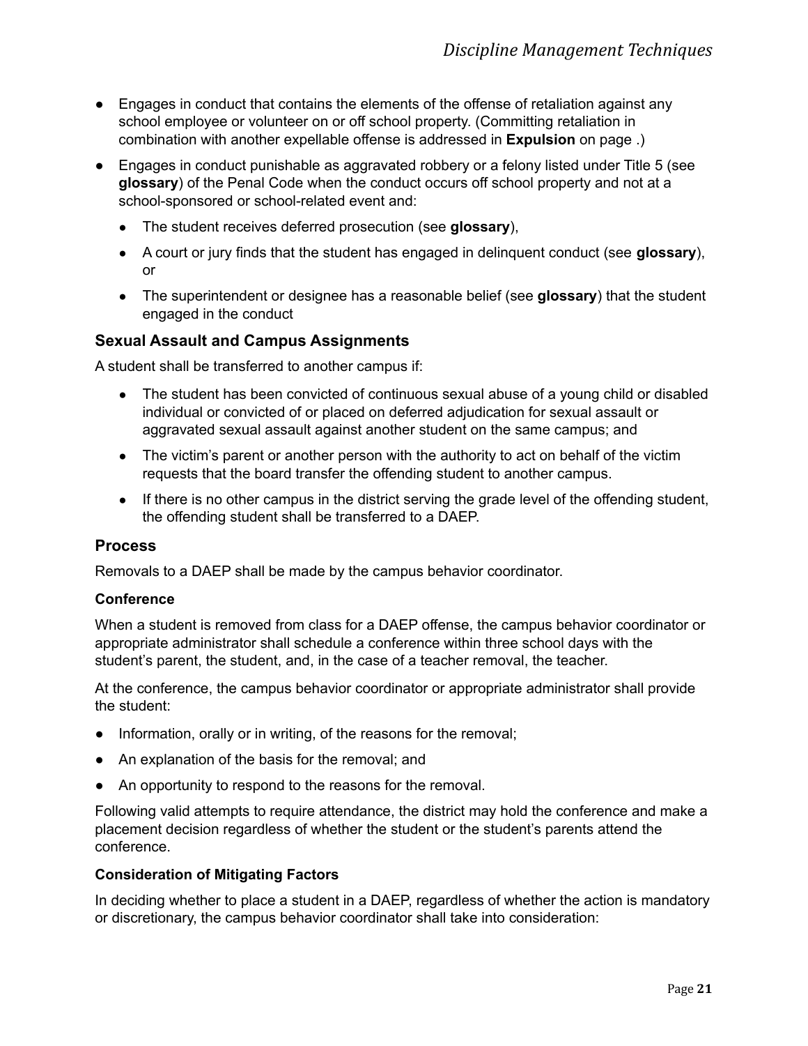- Engages in conduct that contains the elements of the offense of retaliation against any school employee or volunteer on or off school property. (Committing retaliation in combination with another expellable offense is addressed in **Expulsion** on page .)
- Engages in conduct punishable as aggravated robbery or a felony listed under Title 5 (see **glossary**) of the Penal Code when the conduct occurs off school property and not at a school-sponsored or school-related event and:
  - The student receives deferred prosecution (see **glossary**),
  - A court or jury finds that the student has engaged in delinquent conduct (see **glossary**), or
  - The superintendent or designee has a reasonable belief (see **glossary**) that the student engaged in the conduct

### Sexual Assault and Campus Assignments

A student shall be transferred to another campus if:

- The student has been convicted of continuous sexual abuse of a young child or disabled individual or convicted of or placed on deferred adjudication for sexual assault or aggravated sexual assault against another student on the same campus; and
- The victim's parent or another person with the authority to act on behalf of the victim requests that the board transfer the offending student to another campus.
- If there is no other campus in the district serving the grade level of the offending student, the offending student shall be transferred to a DAEP.

### Process

Removals to a DAEP shall be made by the campus behavior coordinator.

#### Conference

When a student is removed from class for a DAEP offense, the campus behavior coordinator or appropriate administrator shall schedule a conference within three school days with the student's parent, the student, and, in the case of a teacher removal, the teacher.

At the conference, the campus behavior coordinator or appropriate administrator shall provide the student:

- Information, orally or in writing, of the reasons for the removal;
- An explanation of the basis for the removal; and
- An opportunity to respond to the reasons for the removal.

Following valid attempts to require attendance, the district may hold the conference and make a placement decision regardless of whether the student or the student's parents attend the conference.

#### Consideration of Mitigating Factors

In deciding whether to place a student in a DAEP, regardless of whether the action is mandatory or discretionary, the campus behavior coordinator shall take into consideration: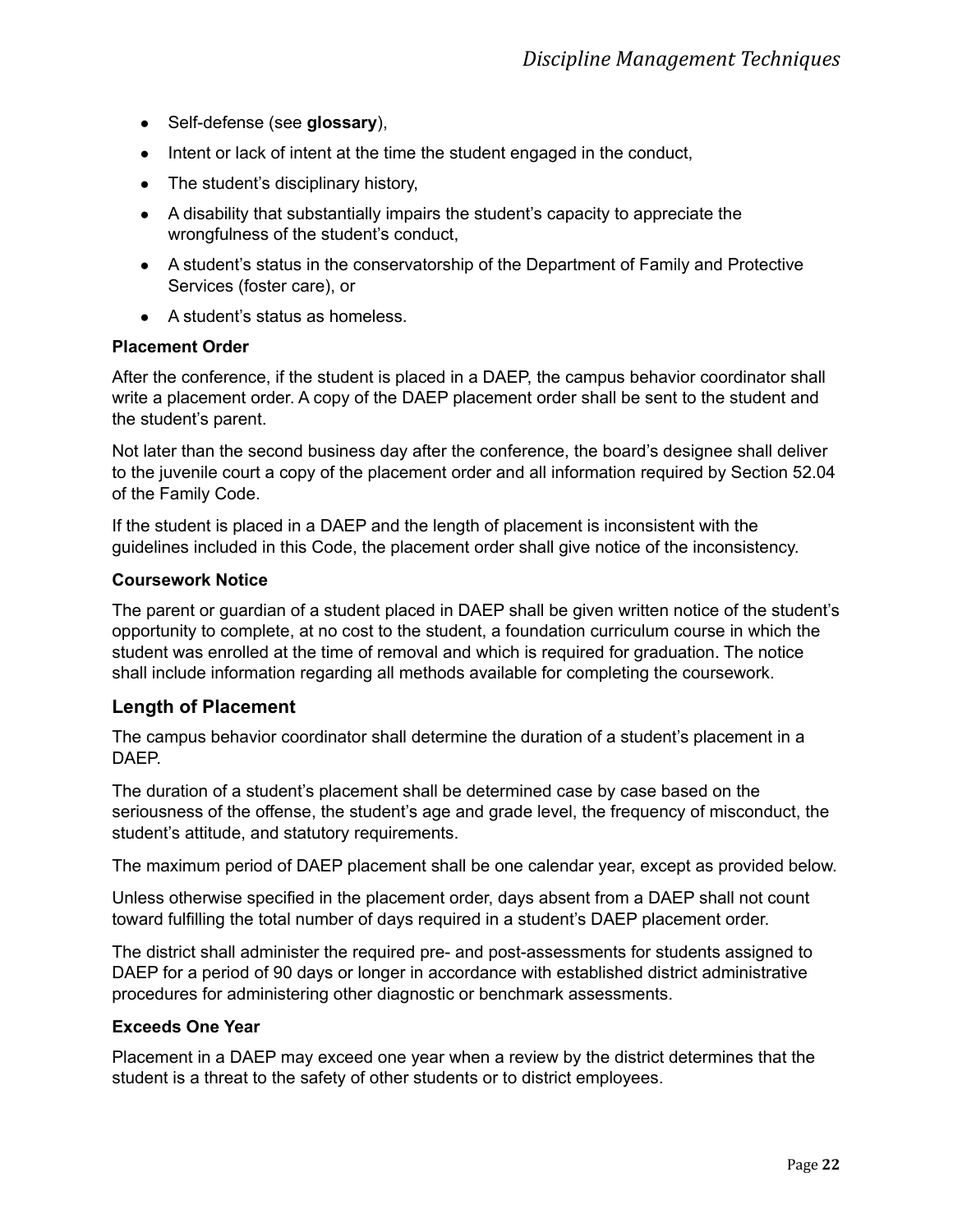- Self-defense (see **glossary**),
- Intent or lack of intent at the time the student engaged in the conduct,
- The student's disciplinary history,
- A disability that substantially impairs the student's capacity to appreciate the wrongfulness of the student's conduct,
- A student's status in the conservatorship of the Department of Family and Protective Services (foster care), or
- A student's status as homeless.

**Placement Order**

After the conference, if the student is placed in a DAEP, the campus behavior coordinator shall write a placement order. A copy of the DAEP placement order shall be sent to the student and the student's parent.

Not later than the second business day after the conference, the board's designee shall deliver to the juvenile court a copy of the placement order and all information required by Section 52.04 of the Family Code.

If the student is placed in a DAEP and the length of placement is inconsistent with the guidelines included in this Code, the placement order shall give notice of the inconsistency.

**Coursework Notice**

The parent or guardian of a student placed in DAEP shall be given written notice of the student's opportunity to complete, at no cost to the student, a foundation curriculum course in which the student was enrolled at the time of removal and which is required for graduation. The notice shall include information regarding all methods available for completing the coursework.

## Length of Placement

The campus behavior coordinator shall determine the duration of a student's placement in a DAEP.

The duration of a student's placement shall be determined case by case based on the seriousness of the offense, the student's age and grade level, the frequency of misconduct, the student's attitude, and statutory requirements.

The maximum period of DAEP placement shall be one calendar year, except as provided below.

Unless otherwise specified in the placement order, days absent from a DAEP shall not count toward fulfilling the total number of days required in a student's DAEP placement order.

The district shall administer the required pre- and post-assessments for students assigned to DAEP for a period of 90 days or longer in accordance with established district administrative procedures for administering other diagnostic or benchmark assessments.

**Exceeds One Year**

Placement in a DAEP may exceed one year when a review by the district determines that the student is a threat to the safety of other students or to district employees.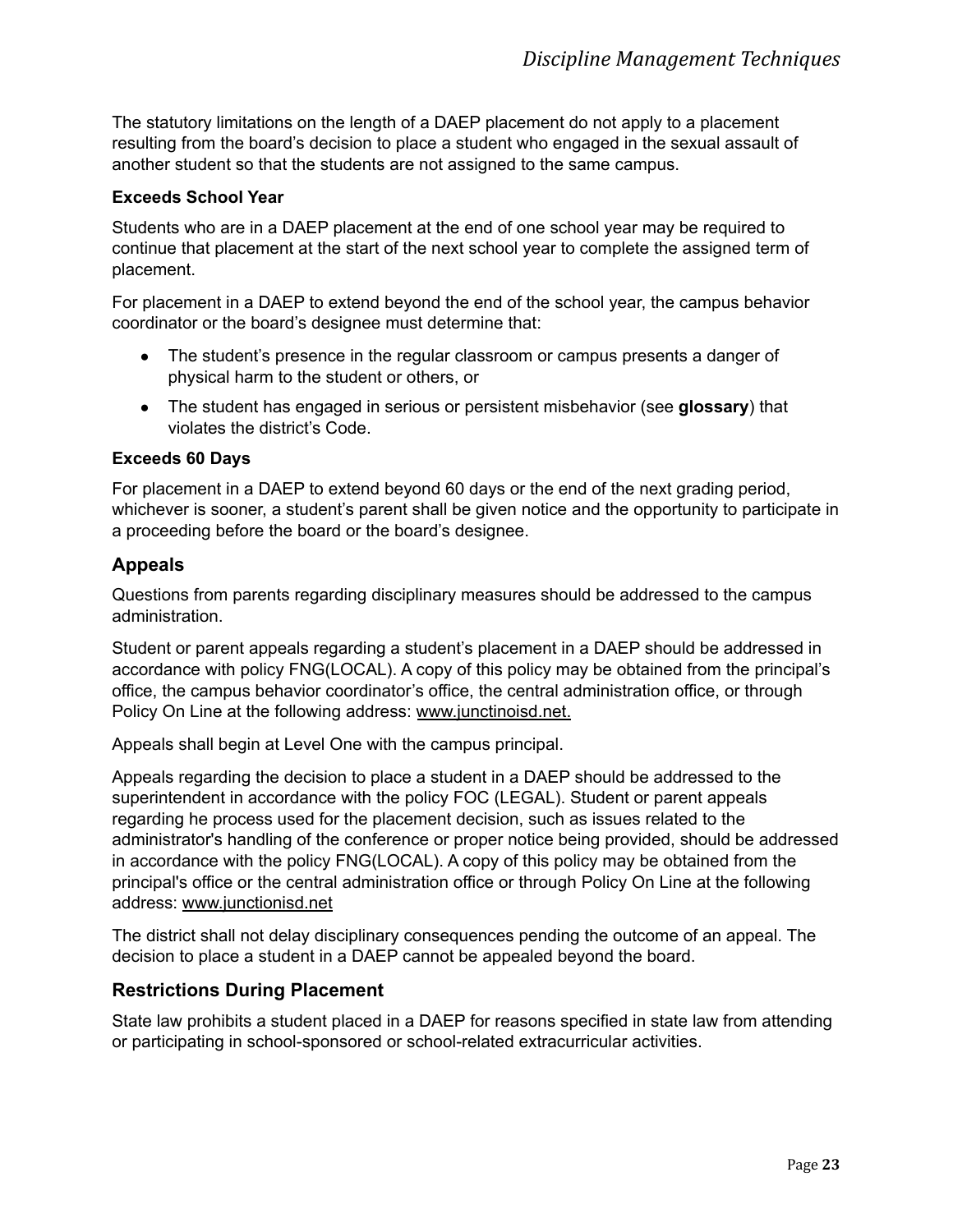The statutory limitations on the length of a DAEP placement do not apply to a placement resulting from the board's decision to place a student who engaged in the sexual assault of another student so that the students are not assigned to the same campus.

**Exceeds School Year**

Students who are in a DAEP placement at the end of one school year may be required to continue that placement at the start of the next school year to complete the assigned term of placement.

For placement in a DAEP to extend beyond the end of the school year, the campus behavior coordinator or the board's designee must determine that:

- The student's presence in the regular classroom or campus presents a danger of physical harm to the student or others, or
- The student has engaged in serious or persistent misbehavior (see **glossary**) that violates the district's Code.

**Exceeds 60 Days**

For placement in a DAEP to extend beyond 60 days or the end of the next grading period, whichever is sooner, a student's parent shall be given notice and the opportunity to participate in a proceeding before the board or the board's designee.

## Appeals

Questions from parents regarding disciplinary measures should be addressed to the campus administration.

Student or parent appeals regarding a student's placement in a DAEP should be addressed in accordance with policy FNG(LOCAL). A copy of this policy may be obtained from the principal's office, the campus behavior coordinator's office, the central administration office, or through Policy On Line at the following address: www.junctinoisd.net.

Appeals shall begin at Level One with the campus principal.

Appeals regarding the decision to place a student in a DAEP should be addressed to the superintendent in accordance with the policy FOC (LEGAL). Student or parent appeals regarding he process used for the placement decision, such as issues related to the administrator's handling of the conference or proper notice being provided, should be addressed in accordance with the policy FNG(LOCAL). A copy of this policy may be obtained from the principal's office or the central administration office or through Policy On Line at the following address: www.junctionisd.net

The district shall not delay disciplinary consequences pending the outcome of an appeal. The decision to place a student in a DAEP cannot be appealed beyond the board.

## Restrictions During Placement

State law prohibits a student placed in a DAEP for reasons specified in state law from attending or participating in school-sponsored or school-related extracurricular activities.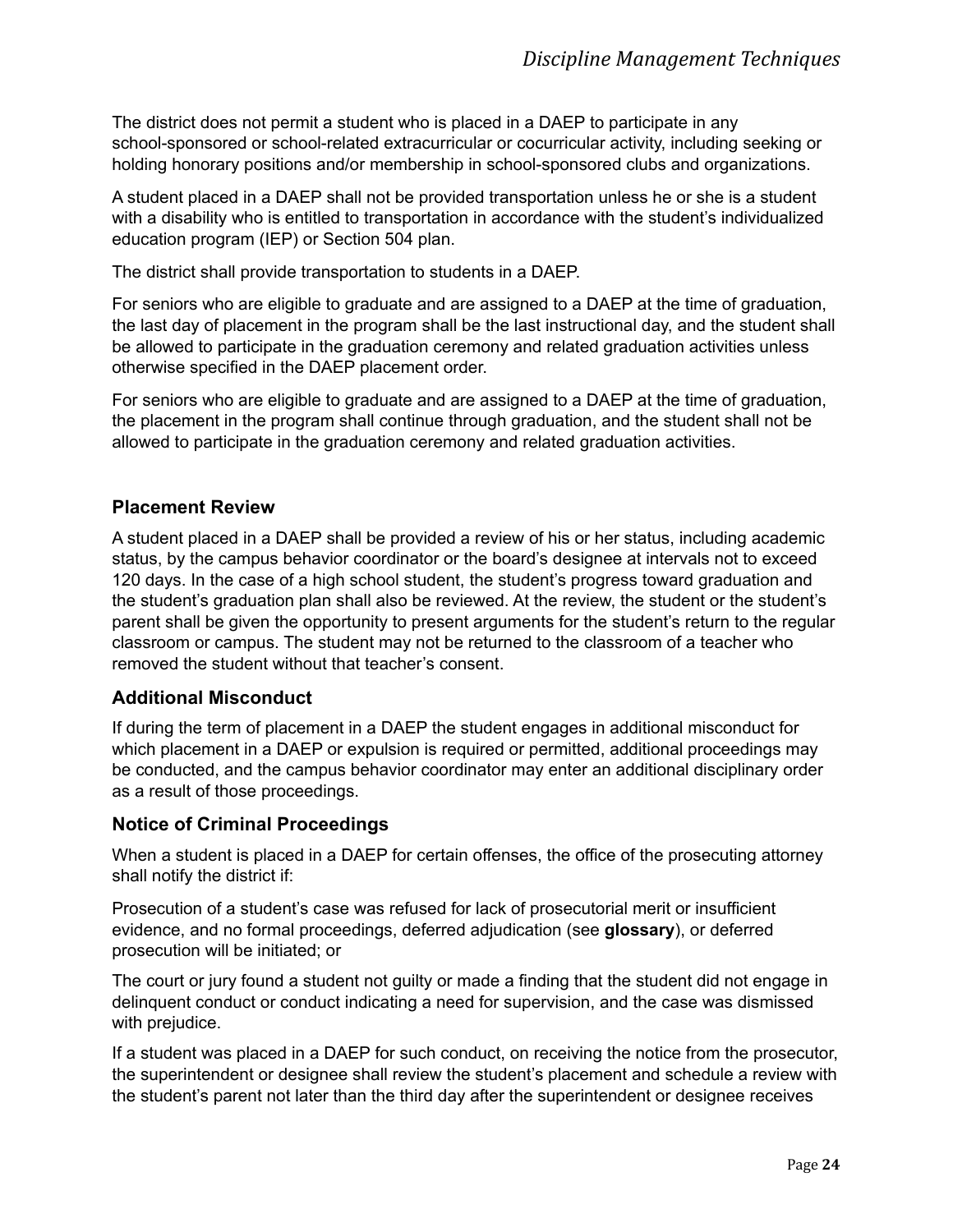The district does not permit a student who is placed in a DAEP to participate in any school-sponsored or school-related extracurricular or cocurricular activity, including seeking or holding honorary positions and/or membership in school-sponsored clubs and organizations.

A student placed in a DAEP shall not be provided transportation unless he or she is a student with a disability who is entitled to transportation in accordance with the student's individualized education program (IEP) or Section 504 plan.

The district shall provide transportation to students in a DAEP.

For seniors who are eligible to graduate and are assigned to a DAEP at the time of graduation, the last day of placement in the program shall be the last instructional day, and the student shall be allowed to participate in the graduation ceremony and related graduation activities unless otherwise specified in the DAEP placement order.

For seniors who are eligible to graduate and are assigned to a DAEP at the time of graduation, the placement in the program shall continue through graduation, and the student shall not be allowed to participate in the graduation ceremony and related graduation activities.

### Placement Review

A student placed in a DAEP shall be provided a review of his or her status, including academic status, by the campus behavior coordinator or the board's designee at intervals not to exceed 120 days. In the case of a high school student, the student's progress toward graduation and the student's graduation plan shall also be reviewed. At the review, the student or the student's parent shall be given the opportunity to present arguments for the student's return to the regular classroom or campus. The student may not be returned to the classroom of a teacher who removed the student without that teacher's consent.

### Additional Misconduct

If during the term of placement in a DAEP the student engages in additional misconduct for which placement in a DAEP or expulsion is required or permitted, additional proceedings may be conducted, and the campus behavior coordinator may enter an additional disciplinary order as a result of those proceedings.

### Notice of Criminal Proceedings

When a student is placed in a DAEP for certain offenses, the office of the prosecuting attorney shall notify the district if:

Prosecution of a student's case was refused for lack of prosecutorial merit or insufficient evidence, and no formal proceedings, deferred adjudication (see **glossary**), or deferred prosecution will be initiated; or

The court or jury found a student not guilty or made a finding that the student did not engage in delinquent conduct or conduct indicating a need for supervision, and the case was dismissed with prejudice.

If a student was placed in a DAEP for such conduct, on receiving the notice from the prosecutor, the superintendent or designee shall review the student's placement and schedule a review with the student's parent not later than the third day after the superintendent or designee receives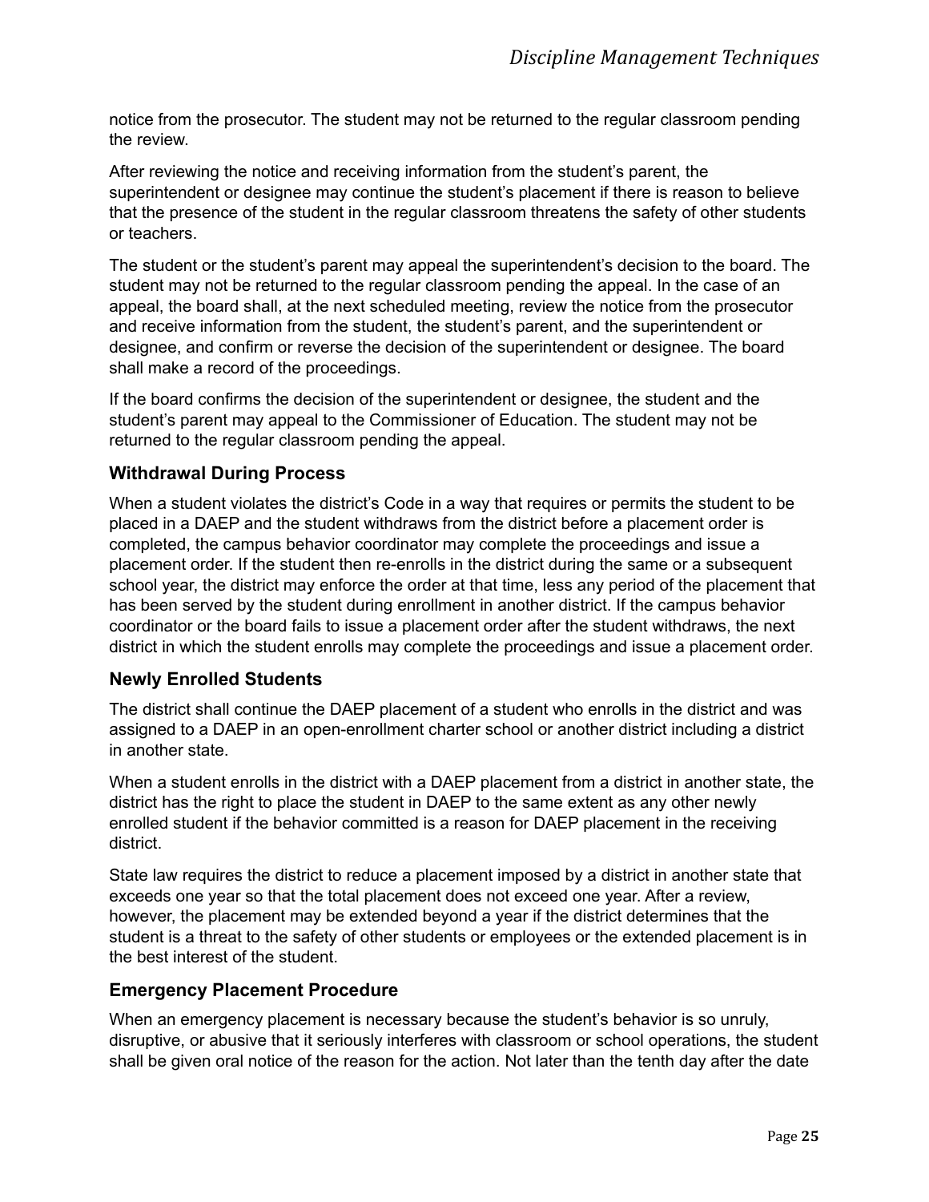notice from the prosecutor. The student may not be returned to the regular classroom pending the review.

After reviewing the notice and receiving information from the student's parent, the superintendent or designee may continue the student's placement if there is reason to believe that the presence of the student in the regular classroom threatens the safety of other students or teachers.

The student or the student's parent may appeal the superintendent's decision to the board. The student may not be returned to the regular classroom pending the appeal. In the case of an appeal, the board shall, at the next scheduled meeting, review the notice from the prosecutor and receive information from the student, the student's parent, and the superintendent or designee, and confirm or reverse the decision of the superintendent or designee. The board shall make a record of the proceedings.

If the board confirms the decision of the superintendent or designee, the student and the student's parent may appeal to the Commissioner of Education. The student may not be returned to the regular classroom pending the appeal.

### Withdrawal During Process

When a student violates the district's Code in a way that requires or permits the student to be placed in a DAEP and the student withdraws from the district before a placement order is completed, the campus behavior coordinator may complete the proceedings and issue a placement order. If the student then re-enrolls in the district during the same or a subsequent school year, the district may enforce the order at that time, less any period of the placement that has been served by the student during enrollment in another district. If the campus behavior coordinator or the board fails to issue a placement order after the student withdraws, the next district in which the student enrolls may complete the proceedings and issue a placement order.

### Newly Enrolled Students

The district shall continue the DAEP placement of a student who enrolls in the district and was assigned to a DAEP in an open-enrollment charter school or another district including a district in another state.

When a student enrolls in the district with a DAEP placement from a district in another state, the district has the right to place the student in DAEP to the same extent as any other newly enrolled student if the behavior committed is a reason for DAEP placement in the receiving district.

State law requires the district to reduce a placement imposed by a district in another state that exceeds one year so that the total placement does not exceed one year. After a review, however, the placement may be extended beyond a year if the district determines that the student is a threat to the safety of other students or employees or the extended placement is in the best interest of the student.

### Emergency Placement Procedure

When an emergency placement is necessary because the student's behavior is so unruly, disruptive, or abusive that it seriously interferes with classroom or school operations, the student shall be given oral notice of the reason for the action. Not later than the tenth day after the date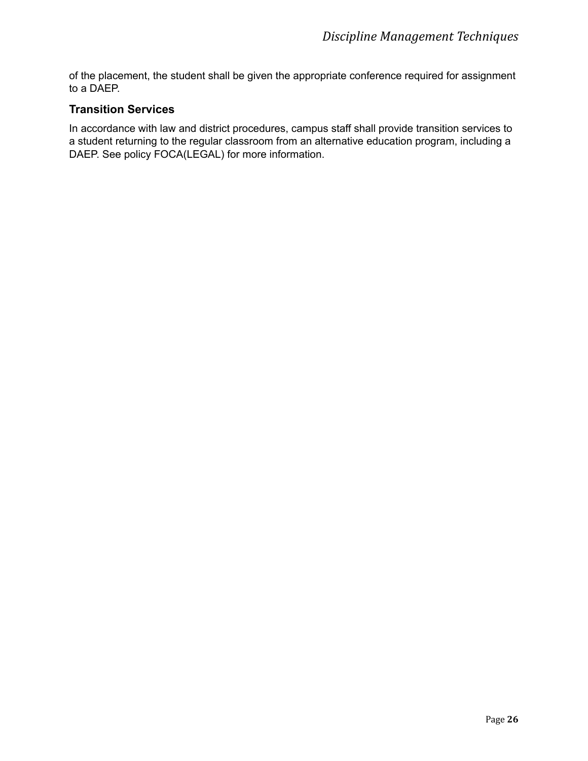of the placement, the student shall be given the appropriate conference required for assignment to a DAEP.

### Transition Services

In accordance with law and district procedures, campus staff shall provide transition services to a student returning to the regular classroom from an alternative education program, including a DAEP. See policy FOCA(LEGAL) for more information.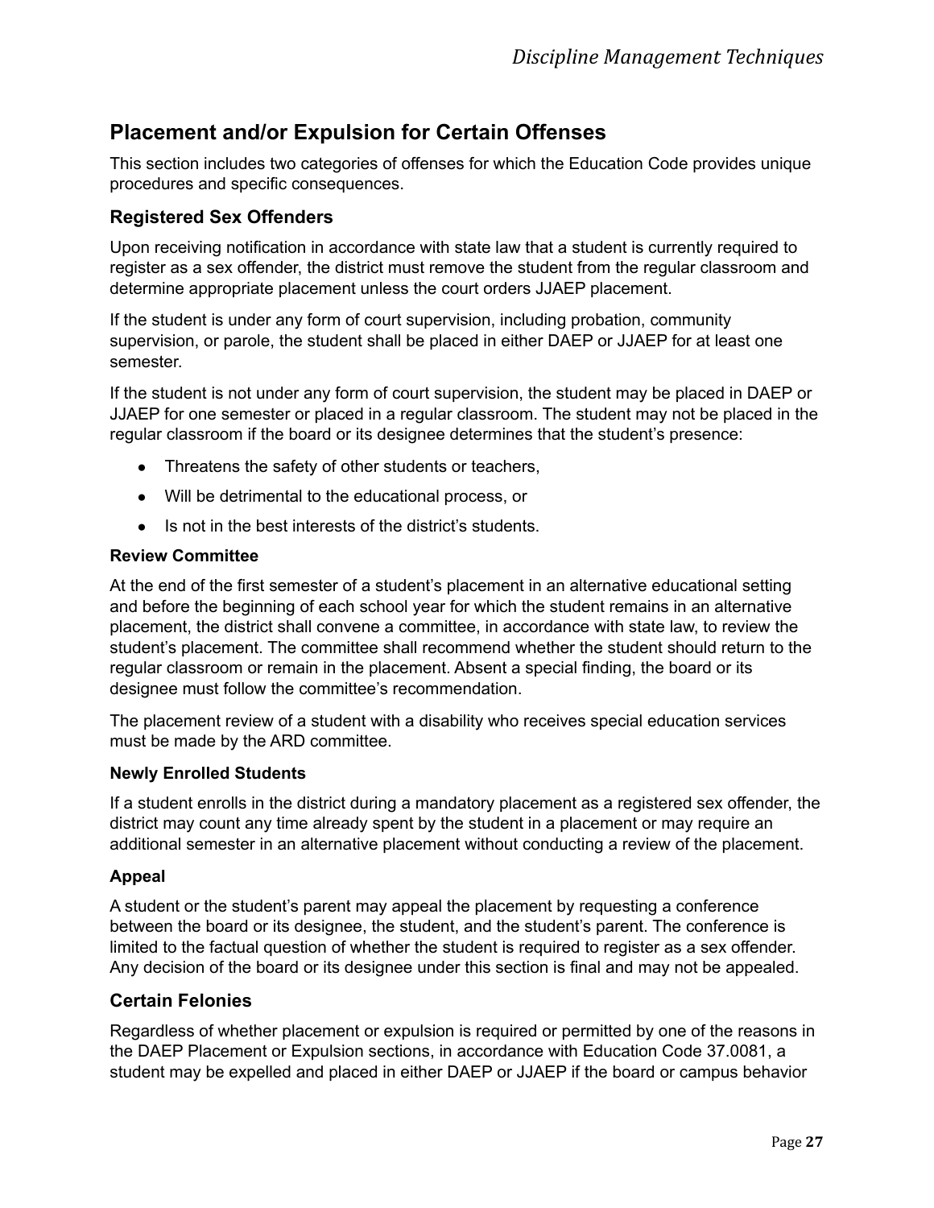## Placement and/or Expulsion for Certain Offenses

This section includes two categories of offenses for which the Education Code provides unique procedures and specific consequences.

### Registered Sex Offenders

Upon receiving notification in accordance with state law that a student is currently required to register as a sex offender, the district must remove the student from the regular classroom and determine appropriate placement unless the court orders JJAEP placement.

If the student is under any form of court supervision, including probation, community supervision, or parole, the student shall be placed in either DAEP or JJAEP for at least one semester.

If the student is not under any form of court supervision, the student may be placed in DAEP or JJAEP for one semester or placed in a regular classroom. The student may not be placed in the regular classroom if the board or its designee determines that the student's presence:

- Threatens the safety of other students or teachers,
- Will be detrimental to the educational process, or
- Is not in the best interests of the district's students.

#### Review Committee

At the end of the first semester of a student's placement in an alternative educational setting and before the beginning of each school year for which the student remains in an alternative placement, the district shall convene a committee, in accordance with state law, to review the student's placement. The committee shall recommend whether the student should return to the regular classroom or remain in the placement. Absent a special finding, the board or its designee must follow the committee's recommendation.

The placement review of a student with a disability who receives special education services must be made by the ARD committee.

#### Newly Enrolled Students

If a student enrolls in the district during a mandatory placement as a registered sex offender, the district may count any time already spent by the student in a placement or may require an additional semester in an alternative placement without conducting a review of the placement.

#### Appeal

A student or the student's parent may appeal the placement by requesting a conference between the board or its designee, the student, and the student's parent. The conference is limited to the factual question of whether the student is required to register as a sex offender. Any decision of the board or its designee under this section is final and may not be appealed.

### Certain Felonies

Regardless of whether placement or expulsion is required or permitted by one of the reasons in the DAEP Placement or Expulsion sections, in accordance with Education Code 37.0081, a student may be expelled and placed in either DAEP or JJAEP if the board or campus behavior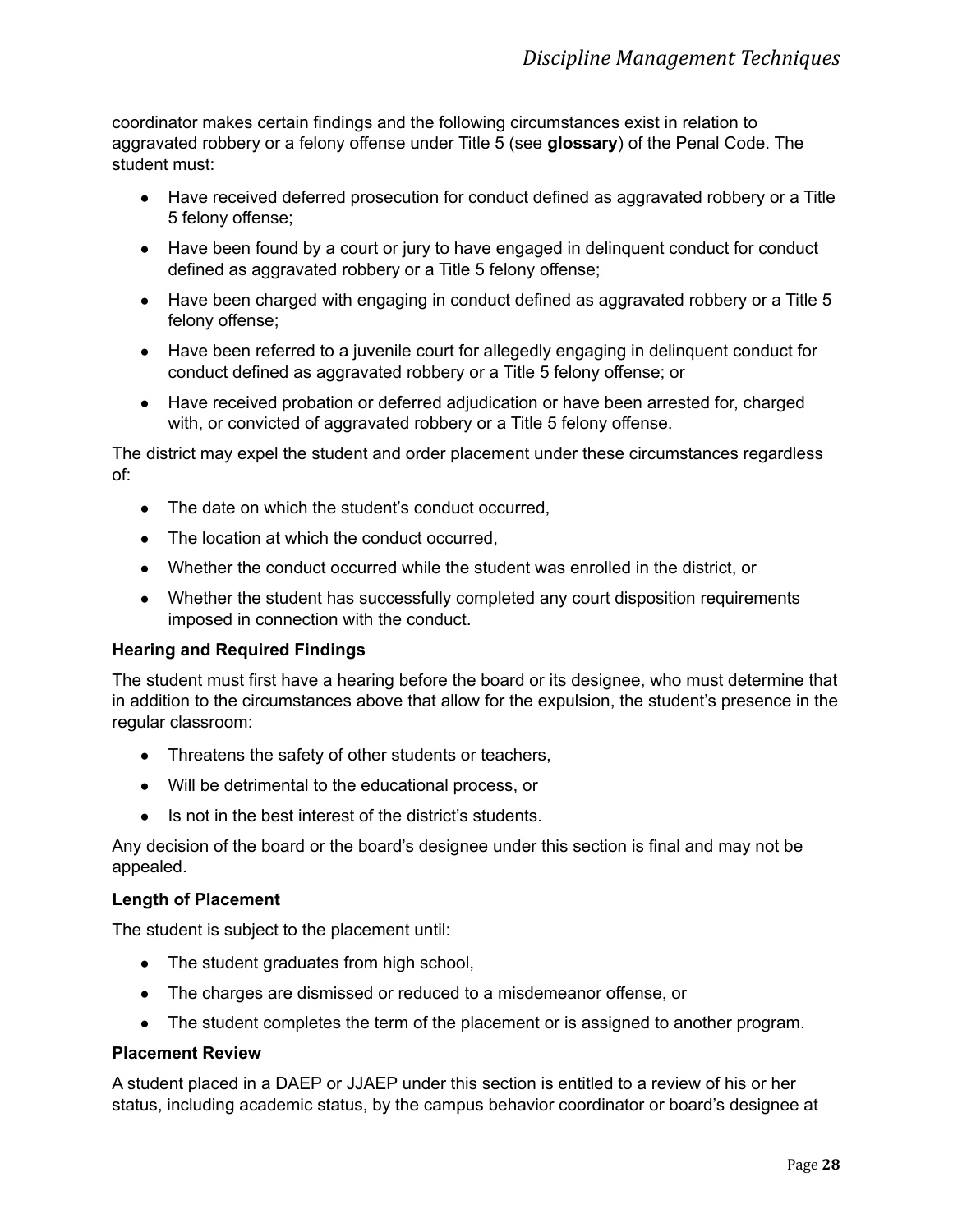coordinator makes certain findings and the following circumstances exist in relation to aggravated robbery or a felony offense under Title 5 (see **glossary**) of the Penal Code. The student must:

- Have received deferred prosecution for conduct defined as aggravated robbery or a Title 5 felony offense;
- Have been found by a court or jury to have engaged in delinquent conduct for conduct defined as aggravated robbery or a Title 5 felony offense;
- Have been charged with engaging in conduct defined as aggravated robbery or a Title 5 felony offense;
- Have been referred to a juvenile court for allegedly engaging in delinquent conduct for conduct defined as aggravated robbery or a Title 5 felony offense; or
- Have received probation or deferred adjudication or have been arrested for, charged with, or convicted of aggravated robbery or a Title 5 felony offense.

The district may expel the student and order placement under these circumstances regardless of:

- The date on which the student's conduct occurred,
- The location at which the conduct occurred,
- Whether the conduct occurred while the student was enrolled in the district, or
- Whether the student has successfully completed any court disposition requirements imposed in connection with the conduct.

**Hearing and Required Findings**

The student must first have a hearing before the board or its designee, who must determine that in addition to the circumstances above that allow for the expulsion, the student's presence in the regular classroom:

- Threatens the safety of other students or teachers,
- Will be detrimental to the educational process, or
- Is not in the best interest of the district's students.

Any decision of the board or the board's designee under this section is final and may not be appealed.

**Length of Placement**

The student is subject to the placement until:

- The student graduates from high school,
- The charges are dismissed or reduced to a misdemeanor offense, or
- The student completes the term of the placement or is assigned to another program.

**Placement Review**

A student placed in a DAEP or JJAEP under this section is entitled to a review of his or her status, including academic status, by the campus behavior coordinator or board's designee at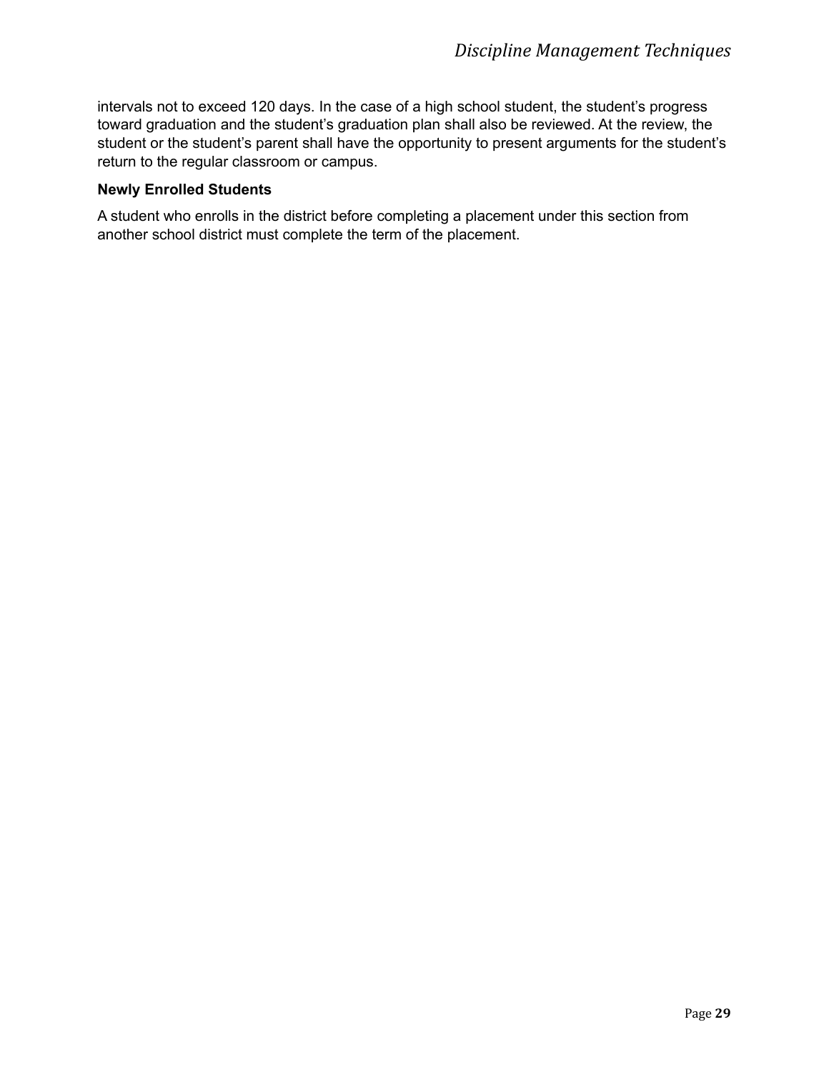intervals not to exceed 120 days. In the case of a high school student, the student's progress toward graduation and the student's graduation plan shall also be reviewed. At the review, the student or the student's parent shall have the opportunity to present arguments for the student's return to the regular classroom or campus.

### Newly Enrolled Students

A student who enrolls in the district before completing a placement under this section from another school district must complete the term of the placement.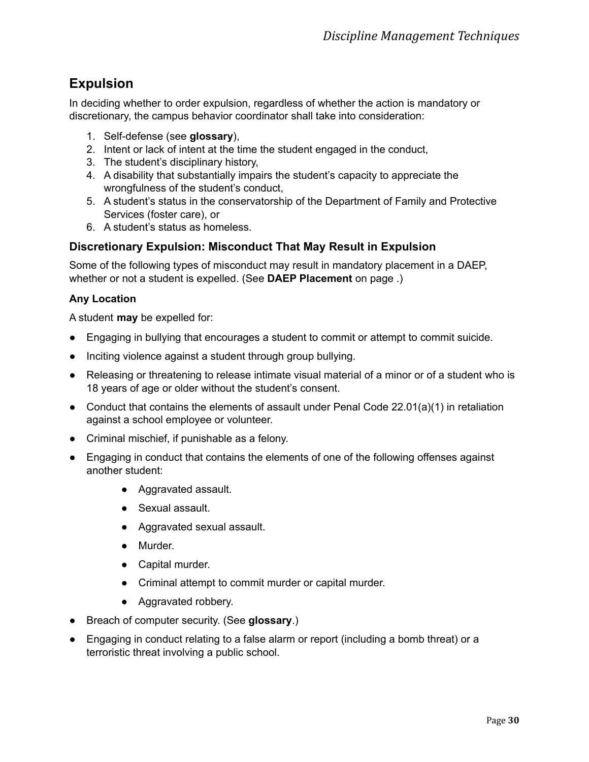## Expulsion

In deciding whether to order expulsion, regardless of whether the action is mandatory or discretionary, the campus behavior coordinator shall take into consideration:

1. Self-defense (see **glossary**),
2. Intent or lack of intent at the time the student engaged in the conduct,
3. The student's disciplinary history,
4. A disability that substantially impairs the student's capacity to appreciate the wrongfulness of the student's conduct,
5. A student's status in the conservatorship of the Department of Family and Protective Services (foster care), or
6. A student's status as homeless.

### Discretionary Expulsion: Misconduct That May Result in Expulsion

Some of the following types of misconduct may result in mandatory placement in a DAEP, whether or not a student is expelled. (See **DAEP Placement** on page .)

#### Any Location

A student **may** be expelled for:

- Engaging in bullying that encourages a student to commit or attempt to commit suicide.
- Inciting violence against a student through group bullying.
- Releasing or threatening to release intimate visual material of a minor or of a student who is 18 years of age or older without the student's consent.
- Conduct that contains the elements of assault under Penal Code 22.01(a)(1) in retaliation against a school employee or volunteer.
- Criminal mischief, if punishable as a felony.
- Engaging in conduct that contains the elements of one of the following offenses against another student:
  - Aggravated assault.
  - Sexual assault.
  - Aggravated sexual assault.
  - Murder.
  - Capital murder.
  - Criminal attempt to commit murder or capital murder.
  - Aggravated robbery.
- Breach of computer security. (See **glossary**.)
- Engaging in conduct relating to a false alarm or report (including a bomb threat) or a terroristic threat involving a public school.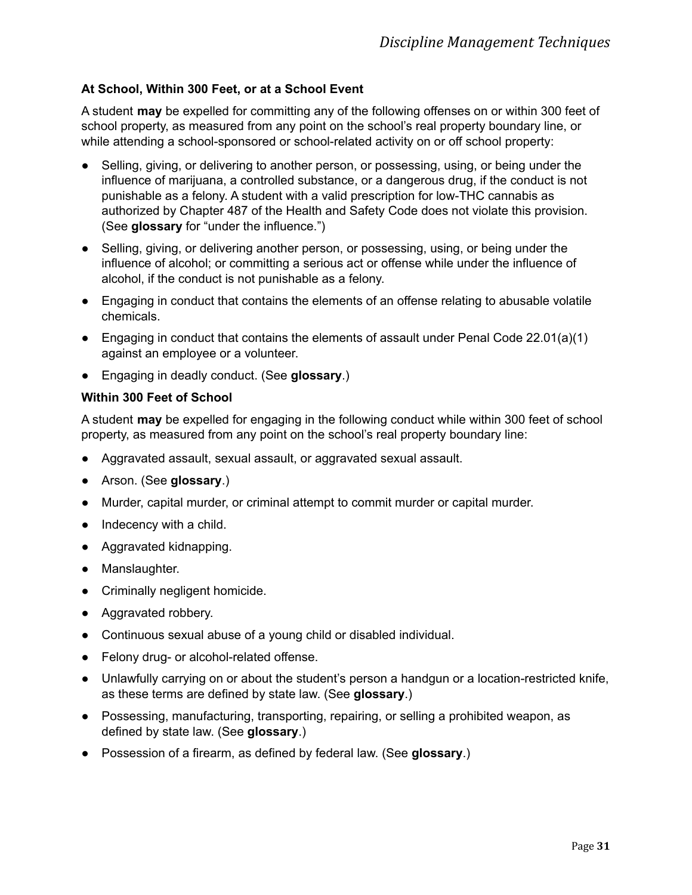### At School, Within 300 Feet, or at a School Event

A student **may** be expelled for committing any of the following offenses on or within 300 feet of school property, as measured from any point on the school's real property boundary line, or while attending a school-sponsored or school-related activity on or off school property:

- Selling, giving, or delivering to another person, or possessing, using, or being under the influence of marijuana, a controlled substance, or a dangerous drug, if the conduct is not punishable as a felony. A student with a valid prescription for low-THC cannabis as authorized by Chapter 487 of the Health and Safety Code does not violate this provision. (See **glossary** for "under the influence.")
- Selling, giving, or delivering another person, or possessing, using, or being under the influence of alcohol; or committing a serious act or offense while under the influence of alcohol, if the conduct is not punishable as a felony.
- Engaging in conduct that contains the elements of an offense relating to abusable volatile chemicals.
- Engaging in conduct that contains the elements of assault under Penal Code 22.01(a)(1) against an employee or a volunteer.
- Engaging in deadly conduct. (See **glossary**.)

### Within 300 Feet of School

A student **may** be expelled for engaging in the following conduct while within 300 feet of school property, as measured from any point on the school's real property boundary line:

- Aggravated assault, sexual assault, or aggravated sexual assault.
- Arson. (See **glossary**.)
- Murder, capital murder, or criminal attempt to commit murder or capital murder.
- Indecency with a child.
- Aggravated kidnapping.
- Manslaughter.
- Criminally negligent homicide.
- Aggravated robbery.
- Continuous sexual abuse of a young child or disabled individual.
- Felony drug- or alcohol-related offense.
- Unlawfully carrying on or about the student's person a handgun or a location-restricted knife, as these terms are defined by state law. (See **glossary**.)
- Possessing, manufacturing, transporting, repairing, or selling a prohibited weapon, as defined by state law. (See **glossary**.)
- Possession of a firearm, as defined by federal law. (See **glossary**.)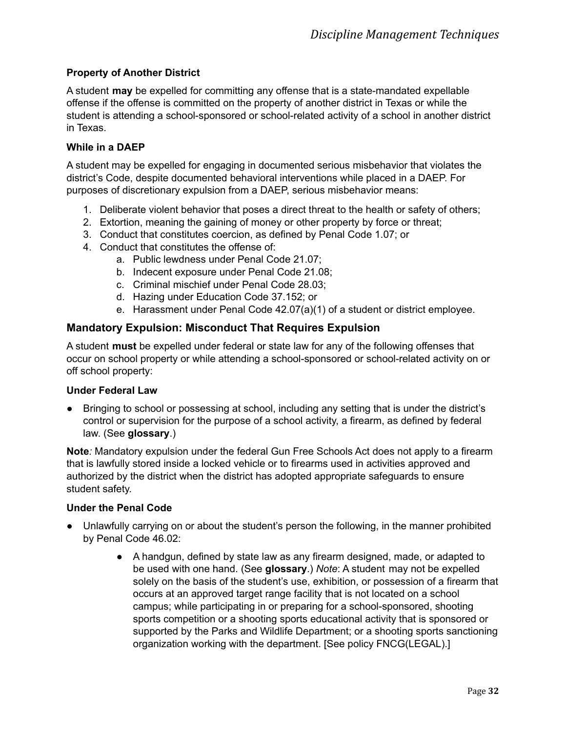### Property of Another District

A student **may** be expelled for committing any offense that is a state-mandated expellable offense if the offense is committed on the property of another district in Texas or while the student is attending a school-sponsored or school-related activity of a school in another district in Texas.

### While in a DAEP

A student may be expelled for engaging in documented serious misbehavior that violates the district's Code, despite documented behavioral interventions while placed in a DAEP. For purposes of discretionary expulsion from a DAEP, serious misbehavior means:

1. Deliberate violent behavior that poses a direct threat to the health or safety of others;
2. Extortion, meaning the gaining of money or other property by force or threat;
3. Conduct that constitutes coercion, as defined by Penal Code 1.07; or
4. Conduct that constitutes the offense of:
    a. Public lewdness under Penal Code 21.07;
    b. Indecent exposure under Penal Code 21.08;
    c. Criminal mischief under Penal Code 28.03;
    d. Hazing under Education Code 37.152; or
    e. Harassment under Penal Code 42.07(a)(1) of a student or district employee.

## Mandatory Expulsion: Misconduct That Requires Expulsion

A student **must** be expelled under federal or state law for any of the following offenses that occur on school property or while attending a school-sponsored or school-related activity on or off school property:

### Under Federal Law

- Bringing to school or possessing at school, including any setting that is under the district's control or supervision for the purpose of a school activity, a firearm, as defined by federal law. (See **glossary**.)

**Note***:* Mandatory expulsion under the federal Gun Free Schools Act does not apply to a firearm that is lawfully stored inside a locked vehicle or to firearms used in activities approved and authorized by the district when the district has adopted appropriate safeguards to ensure student safety.

### Under the Penal Code

- Unlawfully carrying on or about the student's person the following, in the manner prohibited by Penal Code 46.02:
    - A handgun, defined by state law as any firearm designed, made, or adapted to be used with one hand. (See **glossary**.) *Note*: A student may not be expelled solely on the basis of the student's use, exhibition, or possession of a firearm that occurs at an approved target range facility that is not located on a school campus; while participating in or preparing for a school-sponsored, shooting sports competition or a shooting sports educational activity that is sponsored or supported by the Parks and Wildlife Department; or a shooting sports sanctioning organization working with the department. [See policy FNCG(LEGAL).]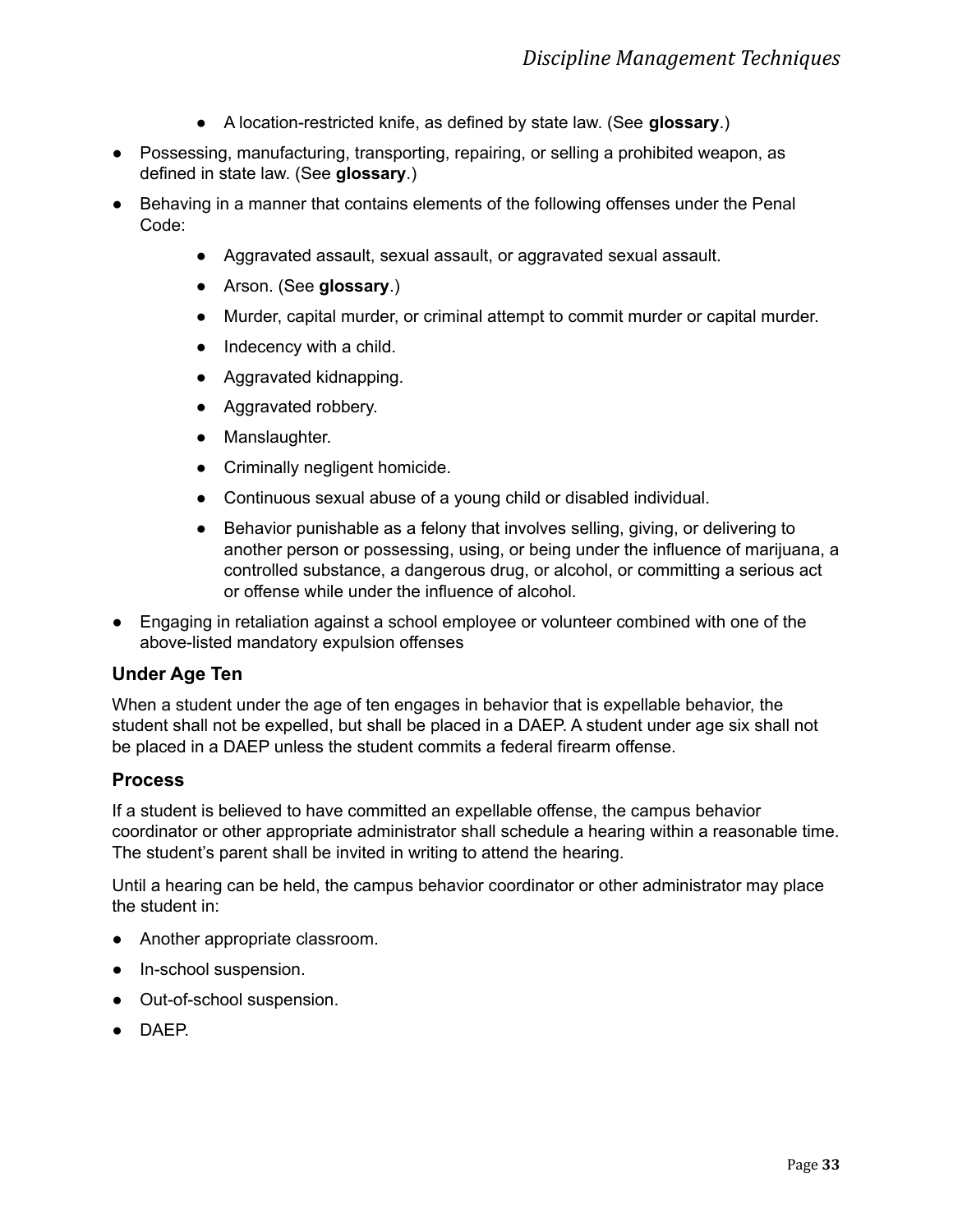- A location-restricted knife, as defined by state law. (See **glossary**.)

- Possessing, manufacturing, transporting, repairing, or selling a prohibited weapon, as defined in state law. (See **glossary**.)
- Behaving in a manner that contains elements of the following offenses under the Penal Code:
    - Aggravated assault, sexual assault, or aggravated sexual assault.
    - Arson. (See **glossary**.)
    - Murder, capital murder, or criminal attempt to commit murder or capital murder.
    - Indecency with a child.
    - Aggravated kidnapping.
    - Aggravated robbery.
    - Manslaughter.
    - Criminally negligent homicide.
    - Continuous sexual abuse of a young child or disabled individual.
    - Behavior punishable as a felony that involves selling, giving, or delivering to another person or possessing, using, or being under the influence of marijuana, a controlled substance, a dangerous drug, or alcohol, or committing a serious act or offense while under the influence of alcohol.
- Engaging in retaliation against a school employee or volunteer combined with one of the above-listed mandatory expulsion offenses

### Under Age Ten

When a student under the age of ten engages in behavior that is expellable behavior, the student shall not be expelled, but shall be placed in a DAEP. A student under age six shall not be placed in a DAEP unless the student commits a federal firearm offense.

### Process

If a student is believed to have committed an expellable offense, the campus behavior coordinator or other appropriate administrator shall schedule a hearing within a reasonable time. The student's parent shall be invited in writing to attend the hearing.

Until a hearing can be held, the campus behavior coordinator or other administrator may place the student in:

- Another appropriate classroom.
- In-school suspension.
- Out-of-school suspension.
- DAEP.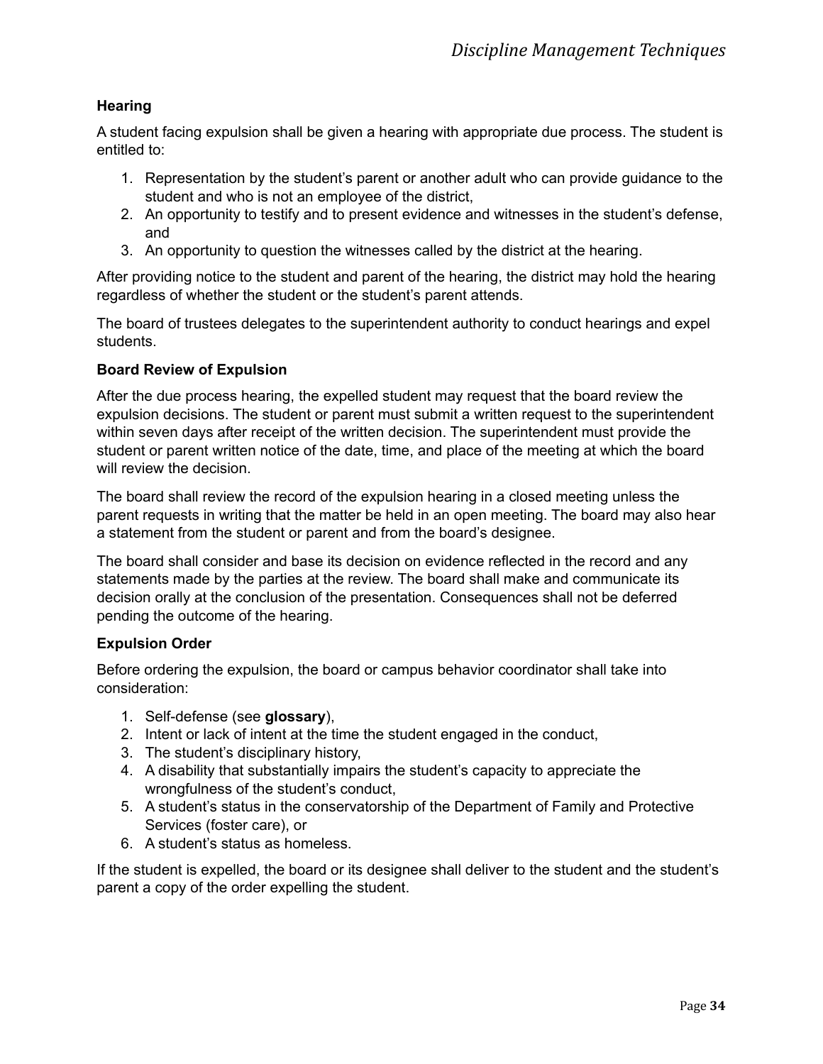### Hearing

A student facing expulsion shall be given a hearing with appropriate due process. The student is entitled to:

1. Representation by the student's parent or another adult who can provide guidance to the student and who is not an employee of the district,
2. An opportunity to testify and to present evidence and witnesses in the student's defense, and
3. An opportunity to question the witnesses called by the district at the hearing.

After providing notice to the student and parent of the hearing, the district may hold the hearing regardless of whether the student or the student's parent attends.

The board of trustees delegates to the superintendent authority to conduct hearings and expel students.

### Board Review of Expulsion

After the due process hearing, the expelled student may request that the board review the expulsion decisions. The student or parent must submit a written request to the superintendent within seven days after receipt of the written decision. The superintendent must provide the student or parent written notice of the date, time, and place of the meeting at which the board will review the decision.

The board shall review the record of the expulsion hearing in a closed meeting unless the parent requests in writing that the matter be held in an open meeting. The board may also hear a statement from the student or parent and from the board's designee.

The board shall consider and base its decision on evidence reflected in the record and any statements made by the parties at the review. The board shall make and communicate its decision orally at the conclusion of the presentation. Consequences shall not be deferred pending the outcome of the hearing.

### Expulsion Order

Before ordering the expulsion, the board or campus behavior coordinator shall take into consideration:

1. Self-defense (see **glossary**),
2. Intent or lack of intent at the time the student engaged in the conduct,
3. The student's disciplinary history,
4. A disability that substantially impairs the student's capacity to appreciate the wrongfulness of the student's conduct,
5. A student's status in the conservatorship of the Department of Family and Protective Services (foster care), or
6. A student's status as homeless.

If the student is expelled, the board or its designee shall deliver to the student and the student's parent a copy of the order expelling the student.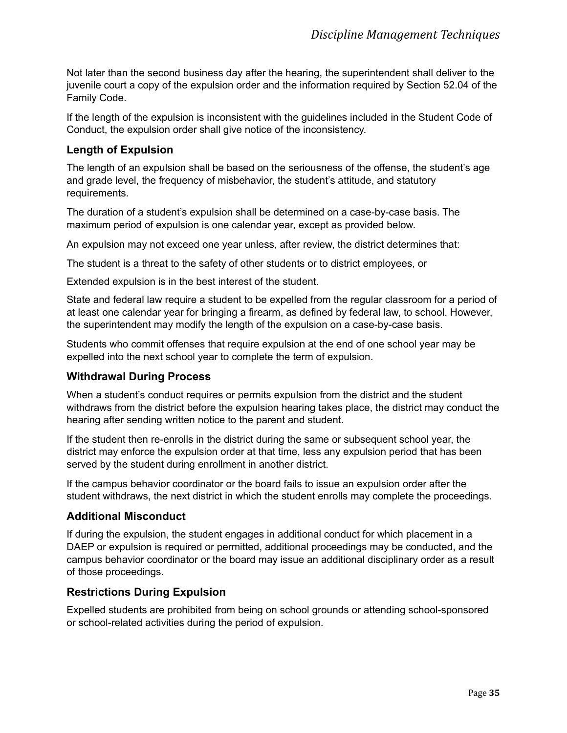Not later than the second business day after the hearing, the superintendent shall deliver to the juvenile court a copy of the expulsion order and the information required by Section 52.04 of the Family Code.

If the length of the expulsion is inconsistent with the guidelines included in the Student Code of Conduct, the expulsion order shall give notice of the inconsistency.

### Length of Expulsion

The length of an expulsion shall be based on the seriousness of the offense, the student's age and grade level, the frequency of misbehavior, the student's attitude, and statutory requirements.

The duration of a student's expulsion shall be determined on a case-by-case basis. The maximum period of expulsion is one calendar year, except as provided below.

An expulsion may not exceed one year unless, after review, the district determines that:

The student is a threat to the safety of other students or to district employees, or

Extended expulsion is in the best interest of the student.

State and federal law require a student to be expelled from the regular classroom for a period of at least one calendar year for bringing a firearm, as defined by federal law, to school. However, the superintendent may modify the length of the expulsion on a case-by-case basis.

Students who commit offenses that require expulsion at the end of one school year may be expelled into the next school year to complete the term of expulsion.

### Withdrawal During Process

When a student's conduct requires or permits expulsion from the district and the student withdraws from the district before the expulsion hearing takes place, the district may conduct the hearing after sending written notice to the parent and student.

If the student then re-enrolls in the district during the same or subsequent school year, the district may enforce the expulsion order at that time, less any expulsion period that has been served by the student during enrollment in another district.

If the campus behavior coordinator or the board fails to issue an expulsion order after the student withdraws, the next district in which the student enrolls may complete the proceedings.

### Additional Misconduct

If during the expulsion, the student engages in additional conduct for which placement in a DAEP or expulsion is required or permitted, additional proceedings may be conducted, and the campus behavior coordinator or the board may issue an additional disciplinary order as a result of those proceedings.

### Restrictions During Expulsion

Expelled students are prohibited from being on school grounds or attending school-sponsored or school-related activities during the period of expulsion.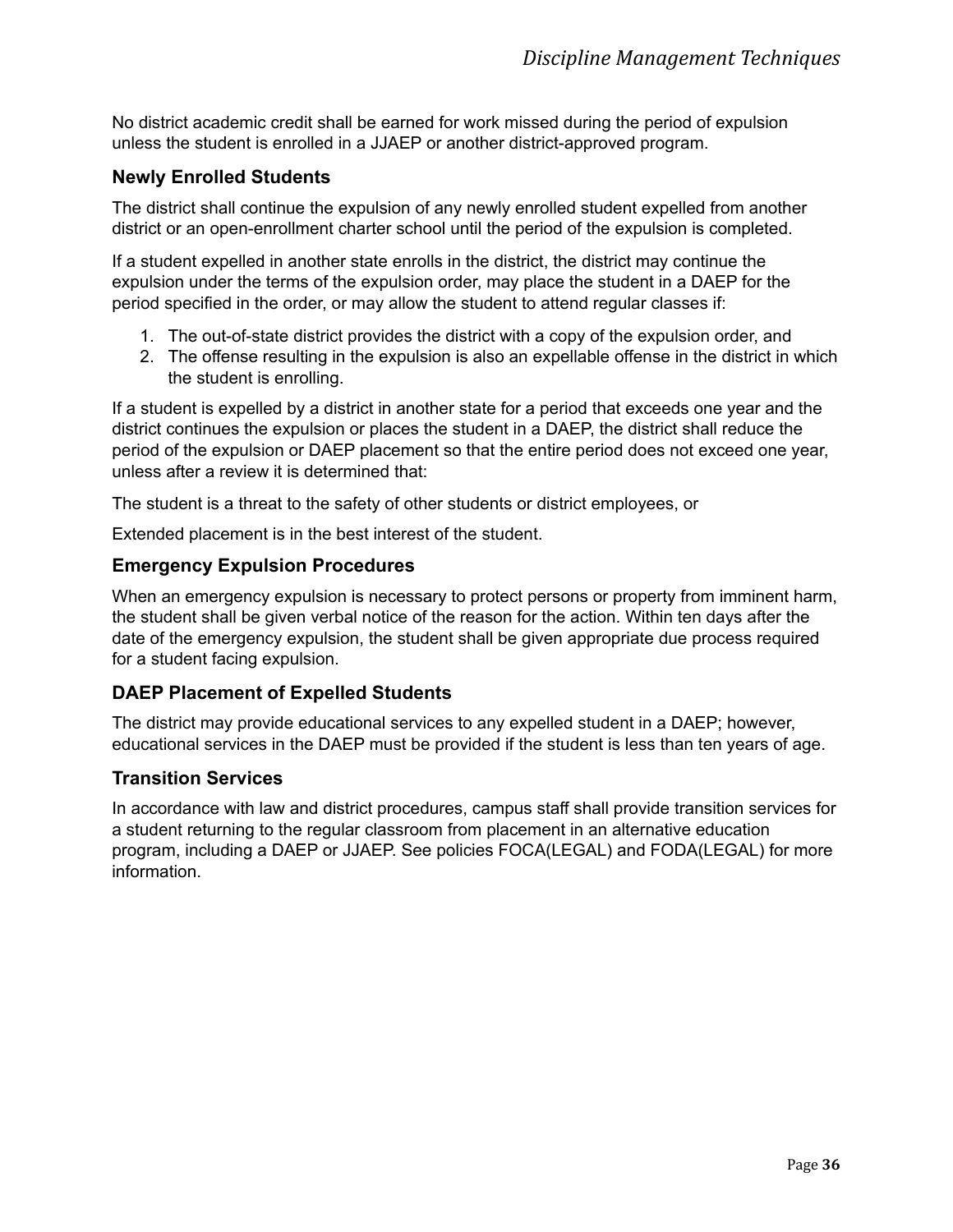No district academic credit shall be earned for work missed during the period of expulsion unless the student is enrolled in a JJAEP or another district-approved program.

### Newly Enrolled Students

The district shall continue the expulsion of any newly enrolled student expelled from another district or an open-enrollment charter school until the period of the expulsion is completed.

If a student expelled in another state enrolls in the district, the district may continue the expulsion under the terms of the expulsion order, may place the student in a DAEP for the period specified in the order, or may allow the student to attend regular classes if:

1. The out-of-state district provides the district with a copy of the expulsion order, and
2. The offense resulting in the expulsion is also an expellable offense in the district in which the student is enrolling.

If a student is expelled by a district in another state for a period that exceeds one year and the district continues the expulsion or places the student in a DAEP, the district shall reduce the period of the expulsion or DAEP placement so that the entire period does not exceed one year, unless after a review it is determined that:

The student is a threat to the safety of other students or district employees, or

Extended placement is in the best interest of the student.

### Emergency Expulsion Procedures

When an emergency expulsion is necessary to protect persons or property from imminent harm, the student shall be given verbal notice of the reason for the action. Within ten days after the date of the emergency expulsion, the student shall be given appropriate due process required for a student facing expulsion.

### DAEP Placement of Expelled Students

The district may provide educational services to any expelled student in a DAEP; however, educational services in the DAEP must be provided if the student is less than ten years of age.

### Transition Services

In accordance with law and district procedures, campus staff shall provide transition services for a student returning to the regular classroom from placement in an alternative education program, including a DAEP or JJAEP. See policies FOCA(LEGAL) and FODA(LEGAL) for more information.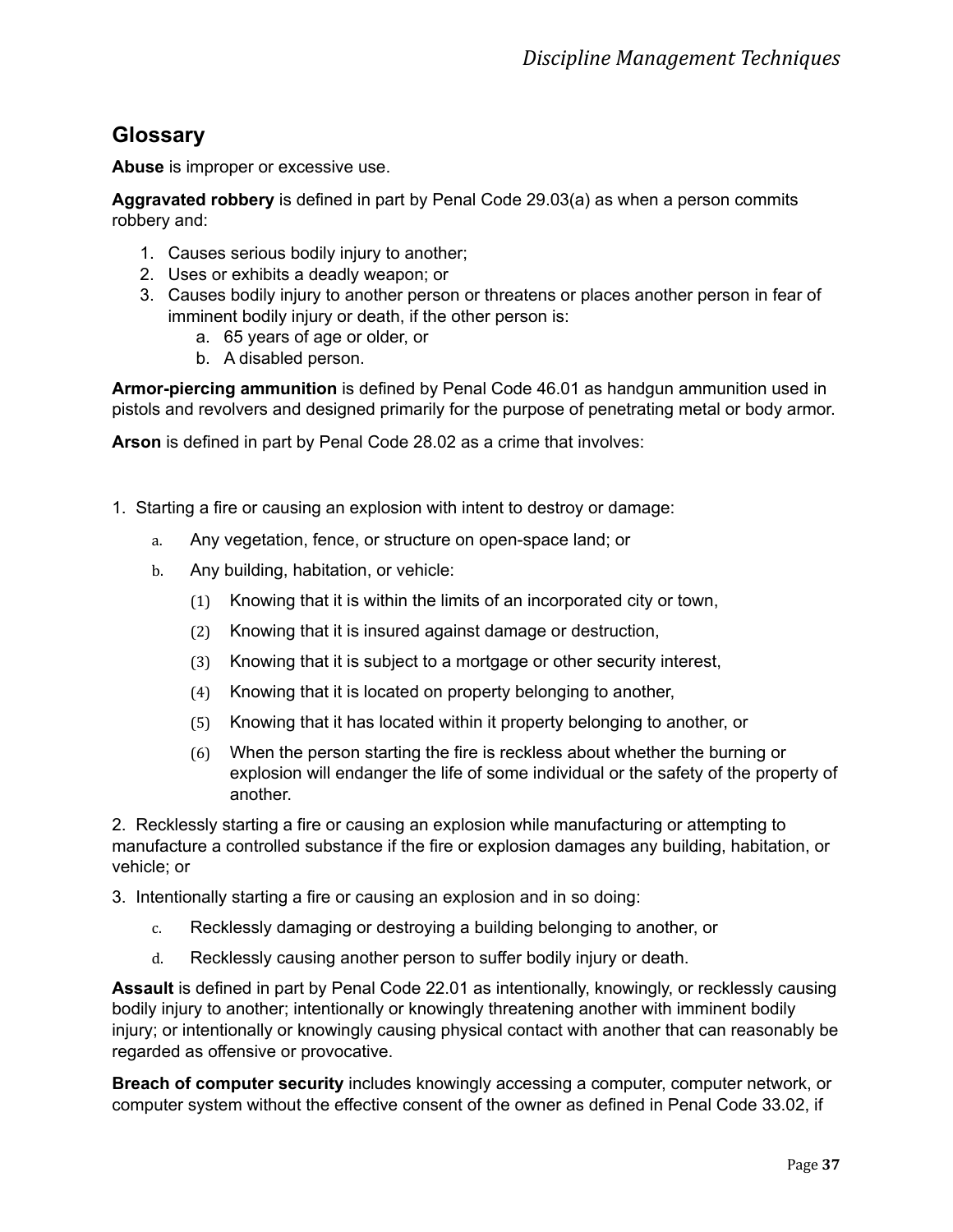## Glossary

**Abuse** is improper or excessive use.

**Aggravated robbery** is defined in part by Penal Code 29.03(a) as when a person commits robbery and:

1. Causes serious bodily injury to another;
2. Uses or exhibits a deadly weapon; or
3. Causes bodily injury to another person or threatens or places another person in fear of imminent bodily injury or death, if the other person is:
    a. 65 years of age or older, or
    b. A disabled person.

**Armor-piercing ammunition** is defined by Penal Code 46.01 as handgun ammunition used in pistols and revolvers and designed primarily for the purpose of penetrating metal or body armor.

**Arson** is defined in part by Penal Code 28.02 as a crime that involves:

1. Starting a fire or causing an explosion with intent to destroy or damage:
    a. Any vegetation, fence, or structure on open-space land; or
    b. Any building, habitation, or vehicle:
        (1) Knowing that it is within the limits of an incorporated city or town,
        (2) Knowing that it is insured against damage or destruction,
        (3) Knowing that it is subject to a mortgage or other security interest,
        (4) Knowing that it is located on property belonging to another,
        (5) Knowing that it has located within it property belonging to another, or
        (6) When the person starting the fire is reckless about whether the burning or explosion will endanger the life of some individual or the safety of the property of another.

2. Recklessly starting a fire or causing an explosion while manufacturing or attempting to manufacture a controlled substance if the fire or explosion damages any building, habitation, or vehicle; or

3. Intentionally starting a fire or causing an explosion and in so doing:
    c. Recklessly damaging or destroying a building belonging to another, or
    d. Recklessly causing another person to suffer bodily injury or death.

**Assault** is defined in part by Penal Code 22.01 as intentionally, knowingly, or recklessly causing bodily injury to another; intentionally or knowingly threatening another with imminent bodily injury; or intentionally or knowingly causing physical contact with another that can reasonably be regarded as offensive or provocative.

**Breach of computer security** includes knowingly accessing a computer, computer network, or computer system without the effective consent of the owner as defined in Penal Code 33.02, if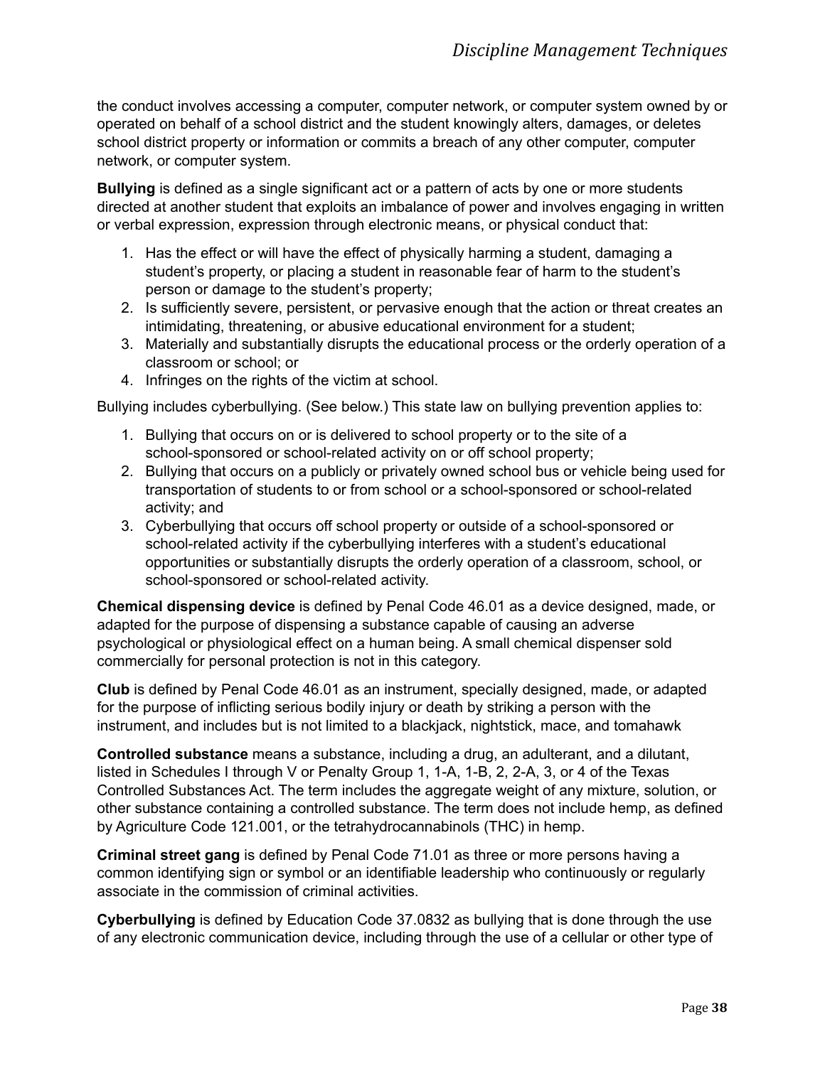the conduct involves accessing a computer, computer network, or computer system owned by or operated on behalf of a school district and the student knowingly alters, damages, or deletes school district property or information or commits a breach of any other computer, computer network, or computer system.

**Bullying** is defined as a single significant act or a pattern of acts by one or more students directed at another student that exploits an imbalance of power and involves engaging in written or verbal expression, expression through electronic means, or physical conduct that:

1. Has the effect or will have the effect of physically harming a student, damaging a student's property, or placing a student in reasonable fear of harm to the student's person or damage to the student's property;
2. Is sufficiently severe, persistent, or pervasive enough that the action or threat creates an intimidating, threatening, or abusive educational environment for a student;
3. Materially and substantially disrupts the educational process or the orderly operation of a classroom or school; or
4. Infringes on the rights of the victim at school.

Bullying includes cyberbullying. (See below.) This state law on bullying prevention applies to:

1. Bullying that occurs on or is delivered to school property or to the site of a school-sponsored or school-related activity on or off school property;
2. Bullying that occurs on a publicly or privately owned school bus or vehicle being used for transportation of students to or from school or a school-sponsored or school-related activity; and
3. Cyberbullying that occurs off school property or outside of a school-sponsored or school-related activity if the cyberbullying interferes with a student's educational opportunities or substantially disrupts the orderly operation of a classroom, school, or school-sponsored or school-related activity.

**Chemical dispensing device** is defined by Penal Code 46.01 as a device designed, made, or adapted for the purpose of dispensing a substance capable of causing an adverse psychological or physiological effect on a human being. A small chemical dispenser sold commercially for personal protection is not in this category.

**Club** is defined by Penal Code 46.01 as an instrument, specially designed, made, or adapted for the purpose of inflicting serious bodily injury or death by striking a person with the instrument, and includes but is not limited to a blackjack, nightstick, mace, and tomahawk

**Controlled substance** means a substance, including a drug, an adulterant, and a dilutant, listed in Schedules I through V or Penalty Group 1, 1-A, 1-B, 2, 2-A, 3, or 4 of the Texas Controlled Substances Act. The term includes the aggregate weight of any mixture, solution, or other substance containing a controlled substance. The term does not include hemp, as defined by Agriculture Code 121.001, or the tetrahydrocannabinols (THC) in hemp.

**Criminal street gang** is defined by Penal Code 71.01 as three or more persons having a common identifying sign or symbol or an identifiable leadership who continuously or regularly associate in the commission of criminal activities.

**Cyberbullying** is defined by Education Code 37.0832 as bullying that is done through the use of any electronic communication device, including through the use of a cellular or other type of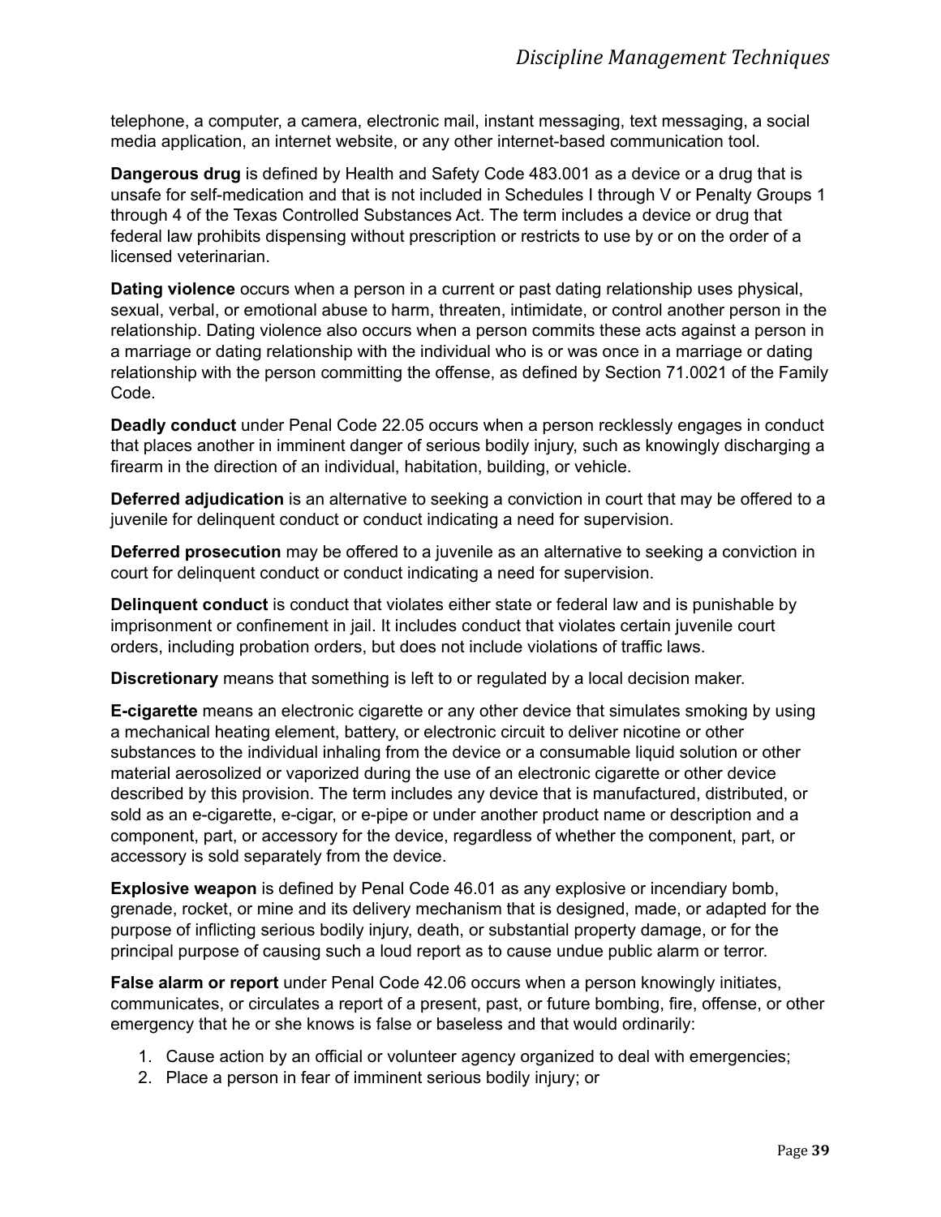telephone, a computer, a camera, electronic mail, instant messaging, text messaging, a social media application, an internet website, or any other internet-based communication tool.

**Dangerous drug** is defined by Health and Safety Code 483.001 as a device or a drug that is unsafe for self-medication and that is not included in Schedules I through V or Penalty Groups 1 through 4 of the Texas Controlled Substances Act. The term includes a device or drug that federal law prohibits dispensing without prescription or restricts to use by or on the order of a licensed veterinarian.

**Dating violence** occurs when a person in a current or past dating relationship uses physical, sexual, verbal, or emotional abuse to harm, threaten, intimidate, or control another person in the relationship. Dating violence also occurs when a person commits these acts against a person in a marriage or dating relationship with the individual who is or was once in a marriage or dating relationship with the person committing the offense, as defined by Section 71.0021 of the Family Code.

**Deadly conduct** under Penal Code 22.05 occurs when a person recklessly engages in conduct that places another in imminent danger of serious bodily injury, such as knowingly discharging a firearm in the direction of an individual, habitation, building, or vehicle.

**Deferred adjudication** is an alternative to seeking a conviction in court that may be offered to a juvenile for delinquent conduct or conduct indicating a need for supervision.

**Deferred prosecution** may be offered to a juvenile as an alternative to seeking a conviction in court for delinquent conduct or conduct indicating a need for supervision.

**Delinquent conduct** is conduct that violates either state or federal law and is punishable by imprisonment or confinement in jail. It includes conduct that violates certain juvenile court orders, including probation orders, but does not include violations of traffic laws.

**Discretionary** means that something is left to or regulated by a local decision maker.

**E-cigarette** means an electronic cigarette or any other device that simulates smoking by using a mechanical heating element, battery, or electronic circuit to deliver nicotine or other substances to the individual inhaling from the device or a consumable liquid solution or other material aerosolized or vaporized during the use of an electronic cigarette or other device described by this provision. The term includes any device that is manufactured, distributed, or sold as an e-cigarette, e-cigar, or e-pipe or under another product name or description and a component, part, or accessory for the device, regardless of whether the component, part, or accessory is sold separately from the device.

**Explosive weapon** is defined by Penal Code 46.01 as any explosive or incendiary bomb, grenade, rocket, or mine and its delivery mechanism that is designed, made, or adapted for the purpose of inflicting serious bodily injury, death, or substantial property damage, or for the principal purpose of causing such a loud report as to cause undue public alarm or terror.

**False alarm or report** under Penal Code 42.06 occurs when a person knowingly initiates, communicates, or circulates a report of a present, past, or future bombing, fire, offense, or other emergency that he or she knows is false or baseless and that would ordinarily:

1. Cause action by an official or volunteer agency organized to deal with emergencies;
2. Place a person in fear of imminent serious bodily injury; or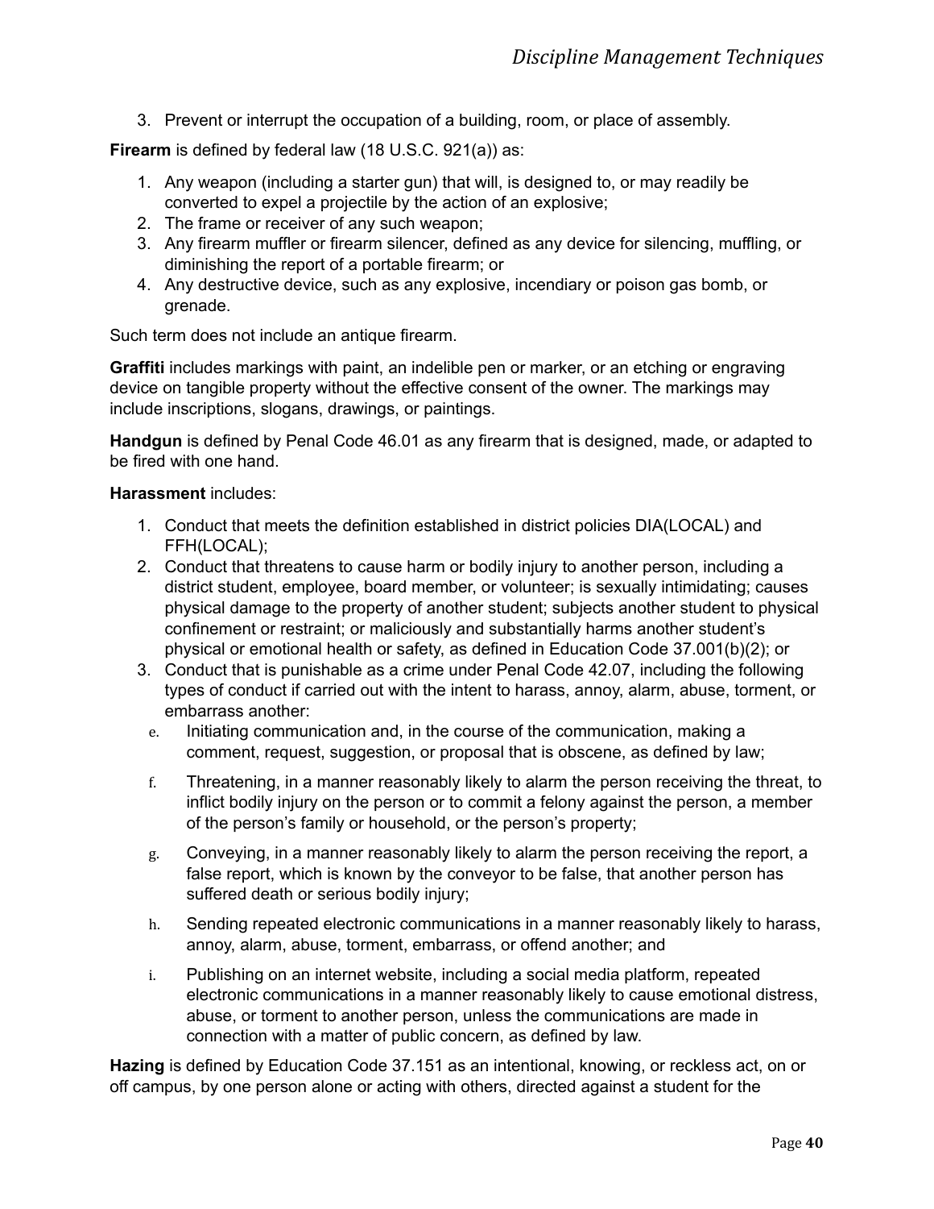3. Prevent or interrupt the occupation of a building, room, or place of assembly.

**Firearm** is defined by federal law (18 U.S.C. 921(a)) as:

1. Any weapon (including a starter gun) that will, is designed to, or may readily be converted to expel a projectile by the action of an explosive;
2. The frame or receiver of any such weapon;
3. Any firearm muffler or firearm silencer, defined as any device for silencing, muffling, or diminishing the report of a portable firearm; or
4. Any destructive device, such as any explosive, incendiary or poison gas bomb, or grenade.

Such term does not include an antique firearm.

**Graffiti** includes markings with paint, an indelible pen or marker, or an etching or engraving device on tangible property without the effective consent of the owner. The markings may include inscriptions, slogans, drawings, or paintings.

**Handgun** is defined by Penal Code 46.01 as any firearm that is designed, made, or adapted to be fired with one hand.

**Harassment** includes:

1. Conduct that meets the definition established in district policies DIA(LOCAL) and FFH(LOCAL);
2. Conduct that threatens to cause harm or bodily injury to another person, including a district student, employee, board member, or volunteer; is sexually intimidating; causes physical damage to the property of another student; subjects another student to physical confinement or restraint; or maliciously and substantially harms another student's physical or emotional health or safety, as defined in Education Code 37.001(b)(2); or
3. Conduct that is punishable as a crime under Penal Code 42.07, including the following types of conduct if carried out with the intent to harass, annoy, alarm, abuse, torment, or embarrass another:
   - e. Initiating communication and, in the course of the communication, making a comment, request, suggestion, or proposal that is obscene, as defined by law;
   - f. Threatening, in a manner reasonably likely to alarm the person receiving the threat, to inflict bodily injury on the person or to commit a felony against the person, a member of the person's family or household, or the person's property;
   - g. Conveying, in a manner reasonably likely to alarm the person receiving the report, a false report, which is known by the conveyor to be false, that another person has suffered death or serious bodily injury;
   - h. Sending repeated electronic communications in a manner reasonably likely to harass, annoy, alarm, abuse, torment, embarrass, or offend another; and
   - i. Publishing on an internet website, including a social media platform, repeated electronic communications in a manner reasonably likely to cause emotional distress, abuse, or torment to another person, unless the communications are made in connection with a matter of public concern, as defined by law.

**Hazing** is defined by Education Code 37.151 as an intentional, knowing, or reckless act, on or off campus, by one person alone or acting with others, directed against a student for the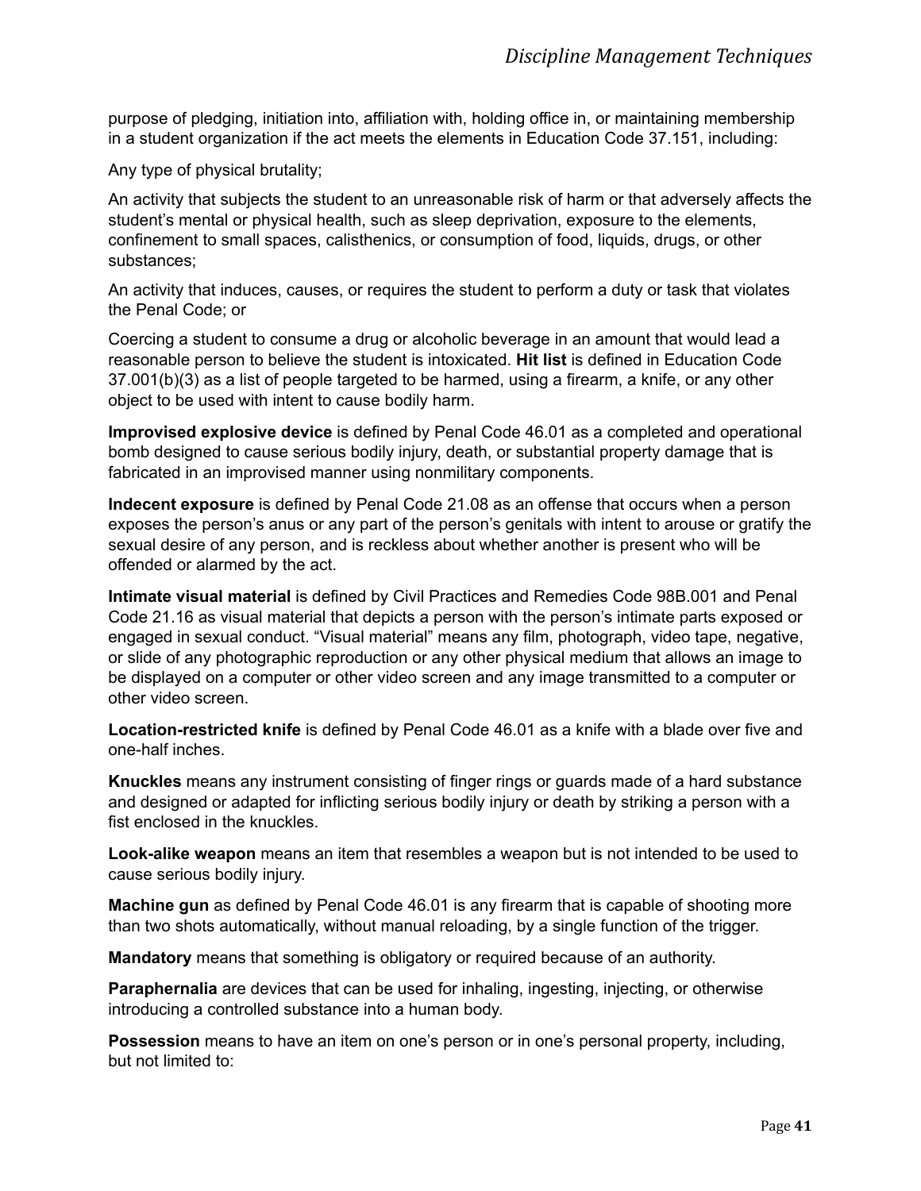purpose of pledging, initiation into, affiliation with, holding office in, or maintaining membership in a student organization if the act meets the elements in Education Code 37.151, including:

Any type of physical brutality;

An activity that subjects the student to an unreasonable risk of harm or that adversely affects the student's mental or physical health, such as sleep deprivation, exposure to the elements, confinement to small spaces, calisthenics, or consumption of food, liquids, drugs, or other substances;

An activity that induces, causes, or requires the student to perform a duty or task that violates the Penal Code; or

Coercing a student to consume a drug or alcoholic beverage in an amount that would lead a reasonable person to believe the student is intoxicated. **Hit list** is defined in Education Code 37.001(b)(3) as a list of people targeted to be harmed, using a firearm, a knife, or any other object to be used with intent to cause bodily harm.

**Improvised explosive device** is defined by Penal Code 46.01 as a completed and operational bomb designed to cause serious bodily injury, death, or substantial property damage that is fabricated in an improvised manner using nonmilitary components.

**Indecent exposure** is defined by Penal Code 21.08 as an offense that occurs when a person exposes the person's anus or any part of the person's genitals with intent to arouse or gratify the sexual desire of any person, and is reckless about whether another is present who will be offended or alarmed by the act.

**Intimate visual material** is defined by Civil Practices and Remedies Code 98B.001 and Penal Code 21.16 as visual material that depicts a person with the person's intimate parts exposed or engaged in sexual conduct. "Visual material" means any film, photograph, video tape, negative, or slide of any photographic reproduction or any other physical medium that allows an image to be displayed on a computer or other video screen and any image transmitted to a computer or other video screen.

**Location-restricted knife** is defined by Penal Code 46.01 as a knife with a blade over five and one-half inches.

**Knuckles** means any instrument consisting of finger rings or guards made of a hard substance and designed or adapted for inflicting serious bodily injury or death by striking a person with a fist enclosed in the knuckles.

**Look-alike weapon** means an item that resembles a weapon but is not intended to be used to cause serious bodily injury.

**Machine gun** as defined by Penal Code 46.01 is any firearm that is capable of shooting more than two shots automatically, without manual reloading, by a single function of the trigger.

**Mandatory** means that something is obligatory or required because of an authority.

**Paraphernalia** are devices that can be used for inhaling, ingesting, injecting, or otherwise introducing a controlled substance into a human body.

**Possession** means to have an item on one's person or in one's personal property, including, but not limited to: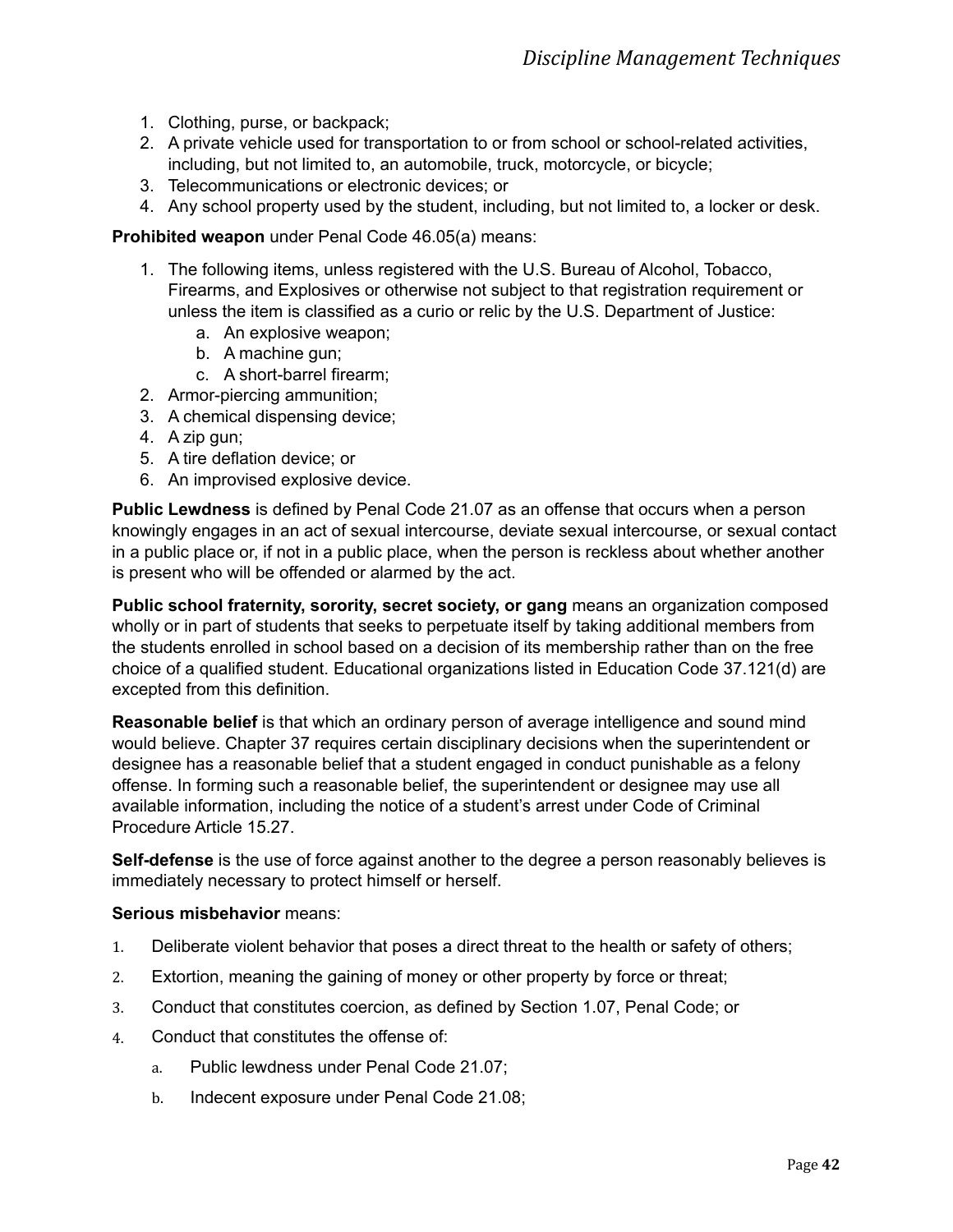1. Clothing, purse, or backpack;
2. A private vehicle used for transportation to or from school or school-related activities, including, but not limited to, an automobile, truck, motorcycle, or bicycle;
3. Telecommunications or electronic devices; or
4. Any school property used by the student, including, but not limited to, a locker or desk.

**Prohibited weapon** under Penal Code 46.05(a) means:

1. The following items, unless registered with the U.S. Bureau of Alcohol, Tobacco, Firearms, and Explosives or otherwise not subject to that registration requirement or unless the item is classified as a curio or relic by the U.S. Department of Justice:
   a. An explosive weapon;
   b. A machine gun;
   c. A short-barrel firearm;
2. Armor-piercing ammunition;
3. A chemical dispensing device;
4. A zip gun;
5. A tire deflation device; or
6. An improvised explosive device.

**Public Lewdness** is defined by Penal Code 21.07 as an offense that occurs when a person knowingly engages in an act of sexual intercourse, deviate sexual intercourse, or sexual contact in a public place or, if not in a public place, when the person is reckless about whether another is present who will be offended or alarmed by the act.

**Public school fraternity, sorority, secret society, or gang** means an organization composed wholly or in part of students that seeks to perpetuate itself by taking additional members from the students enrolled in school based on a decision of its membership rather than on the free choice of a qualified student. Educational organizations listed in Education Code 37.121(d) are excepted from this definition.

**Reasonable belief** is that which an ordinary person of average intelligence and sound mind would believe. Chapter 37 requires certain disciplinary decisions when the superintendent or designee has a reasonable belief that a student engaged in conduct punishable as a felony offense. In forming such a reasonable belief, the superintendent or designee may use all available information, including the notice of a student's arrest under Code of Criminal Procedure Article 15.27.

**Self-defense** is the use of force against another to the degree a person reasonably believes is immediately necessary to protect himself or herself.

**Serious misbehavior** means:

1. Deliberate violent behavior that poses a direct threat to the health or safety of others;
2. Extortion, meaning the gaining of money or other property by force or threat;
3. Conduct that constitutes coercion, as defined by Section 1.07, Penal Code; or
4. Conduct that constitutes the offense of:
   a. Public lewdness under Penal Code 21.07;
   b. Indecent exposure under Penal Code 21.08;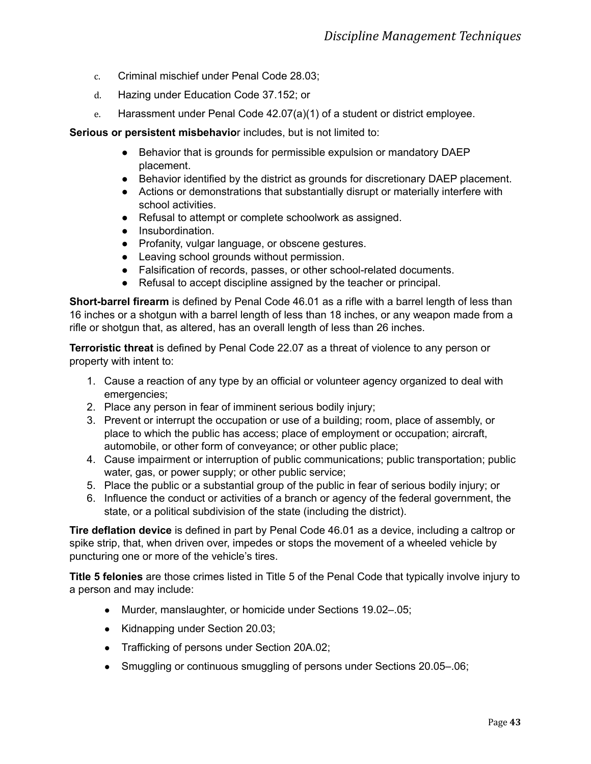c. Criminal mischief under Penal Code 28.03;

d. Hazing under Education Code 37.152; or

e. Harassment under Penal Code 42.07(a)(1) of a student or district employee.

**Serious or persistent misbehavior** includes, but is not limited to:

- Behavior that is grounds for permissible expulsion or mandatory DAEP placement.
- Behavior identified by the district as grounds for discretionary DAEP placement.
- Actions or demonstrations that substantially disrupt or materially interfere with school activities.
- Refusal to attempt or complete schoolwork as assigned.
- Insubordination.
- Profanity, vulgar language, or obscene gestures.
- Leaving school grounds without permission.
- Falsification of records, passes, or other school-related documents.
- Refusal to accept discipline assigned by the teacher or principal.

**Short-barrel firearm** is defined by Penal Code 46.01 as a rifle with a barrel length of less than 16 inches or a shotgun with a barrel length of less than 18 inches, or any weapon made from a rifle or shotgun that, as altered, has an overall length of less than 26 inches.

**Terroristic threat** is defined by Penal Code 22.07 as a threat of violence to any person or property with intent to:

1. Cause a reaction of any type by an official or volunteer agency organized to deal with emergencies;
2. Place any person in fear of imminent serious bodily injury;
3. Prevent or interrupt the occupation or use of a building; room, place of assembly, or place to which the public has access; place of employment or occupation; aircraft, automobile, or other form of conveyance; or other public place;
4. Cause impairment or interruption of public communications; public transportation; public water, gas, or power supply; or other public service;
5. Place the public or a substantial group of the public in fear of serious bodily injury; or
6. Influence the conduct or activities of a branch or agency of the federal government, the state, or a political subdivision of the state (including the district).

**Tire deflation device** is defined in part by Penal Code 46.01 as a device, including a caltrop or spike strip, that, when driven over, impedes or stops the movement of a wheeled vehicle by puncturing one or more of the vehicle's tires.

**Title 5 felonies** are those crimes listed in Title 5 of the Penal Code that typically involve injury to a person and may include:

- Murder, manslaughter, or homicide under Sections 19.02–.05;
- Kidnapping under Section 20.03;
- Trafficking of persons under Section 20A.02;
- Smuggling or continuous smuggling of persons under Sections 20.05–.06;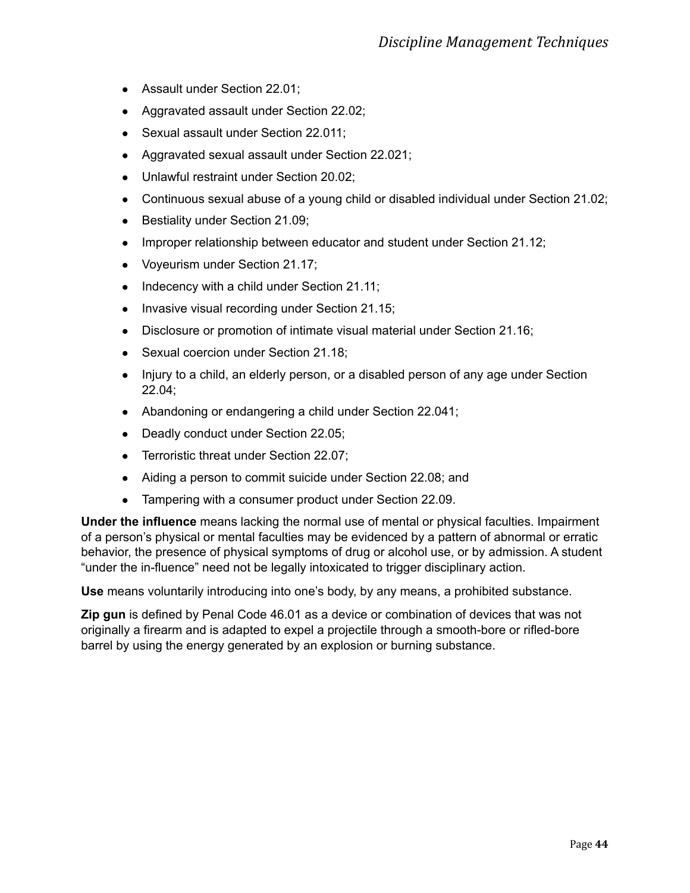- Assault under Section 22.01;
- Aggravated assault under Section 22.02;
- Sexual assault under Section 22.011;
- Aggravated sexual assault under Section 22.021;
- Unlawful restraint under Section 20.02;
- Continuous sexual abuse of a young child or disabled individual under Section 21.02;
- Bestiality under Section 21.09;
- Improper relationship between educator and student under Section 21.12;
- Voyeurism under Section 21.17;
- Indecency with a child under Section 21.11;
- Invasive visual recording under Section 21.15;
- Disclosure or promotion of intimate visual material under Section 21.16;
- Sexual coercion under Section 21.18;
- Injury to a child, an elderly person, or a disabled person of any age under Section 22.04;
- Abandoning or endangering a child under Section 22.041;
- Deadly conduct under Section 22.05;
- Terroristic threat under Section 22.07;
- Aiding a person to commit suicide under Section 22.08; and
- Tampering with a consumer product under Section 22.09.

**Under the influence** means lacking the normal use of mental or physical faculties. Impairment of a person's physical or mental faculties may be evidenced by a pattern of abnormal or erratic behavior, the presence of physical symptoms of drug or alcohol use, or by admission. A student "under the in-fluence" need not be legally intoxicated to trigger disciplinary action.

**Use** means voluntarily introducing into one's body, by any means, a prohibited substance.

**Zip gun** is defined by Penal Code 46.01 as a device or combination of devices that was not originally a firearm and is adapted to expel a projectile through a smooth-bore or rifled-bore barrel by using the energy generated by an explosion or burning substance.